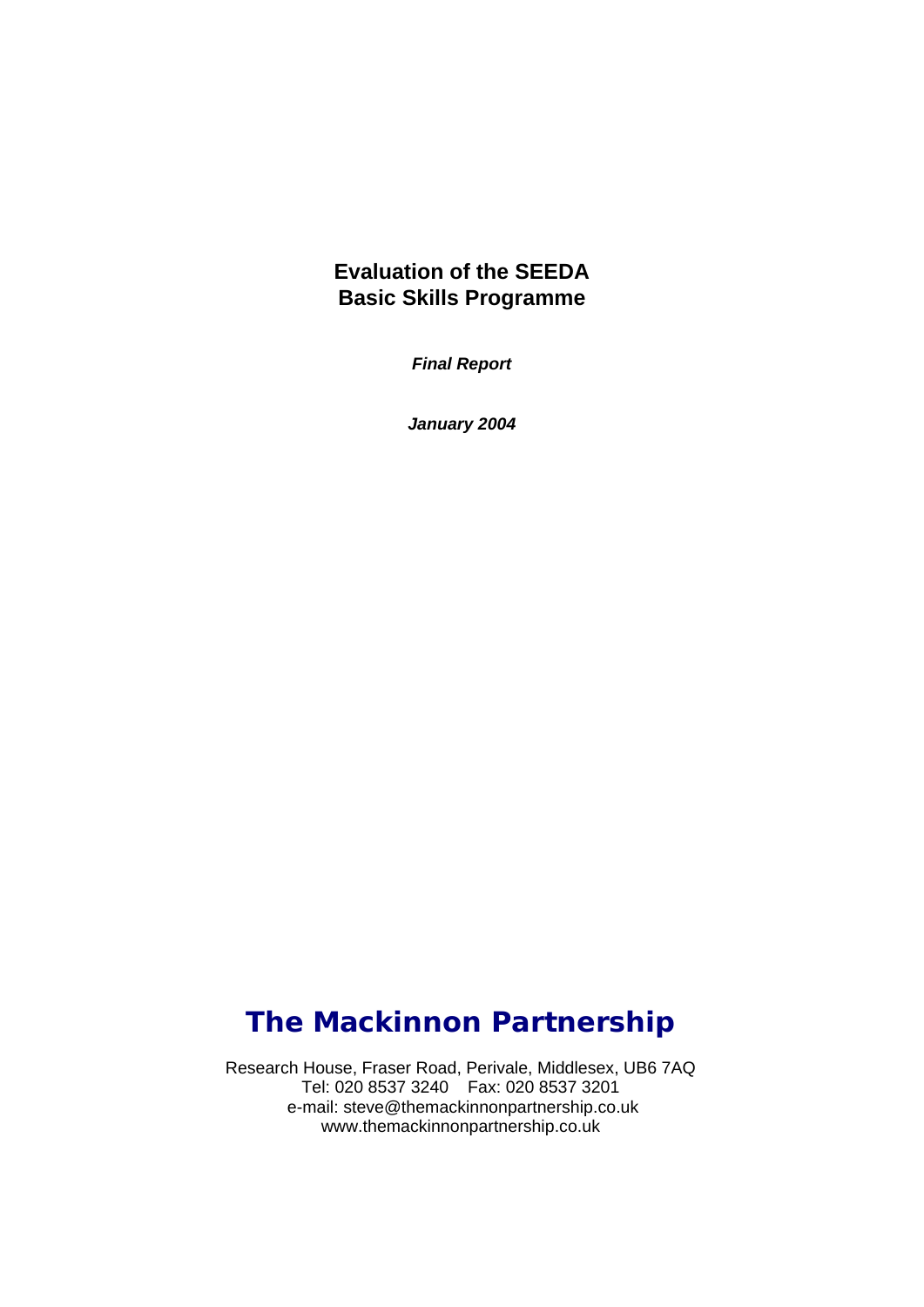# Evaluation of the SEEDA Basic Skills Programme

***Final Report***

***January 2004***

## The Mackinnon Partnership

Research House, Fraser Road, Perivale, Middlesex, UB6 7AQ
Tel: 020 8537 3240 Fax: 020 8537 3201
e-mail: steve@themackinnonpartnership.co.uk
www.themackinnonpartnership.co.uk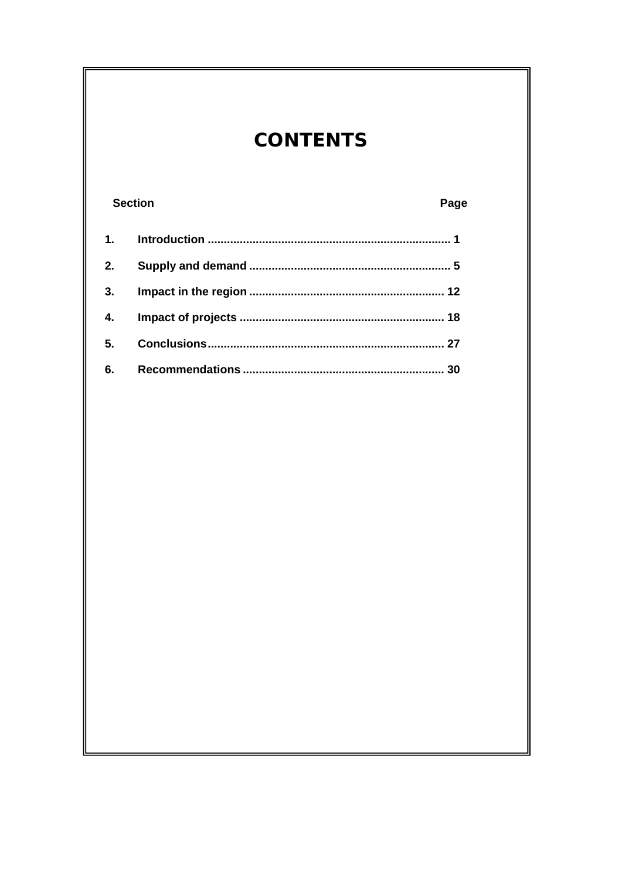# CONTENTS

| Section | | Page |
|---|---|---|
| 1. | Introduction | 1 |
| 2. | Supply and demand | 5 |
| 3. | Impact in the region | 12 |
| 4. | Impact of projects | 18 |
| 5. | Conclusions | 27 |
| 6. | Recommendations | 30 |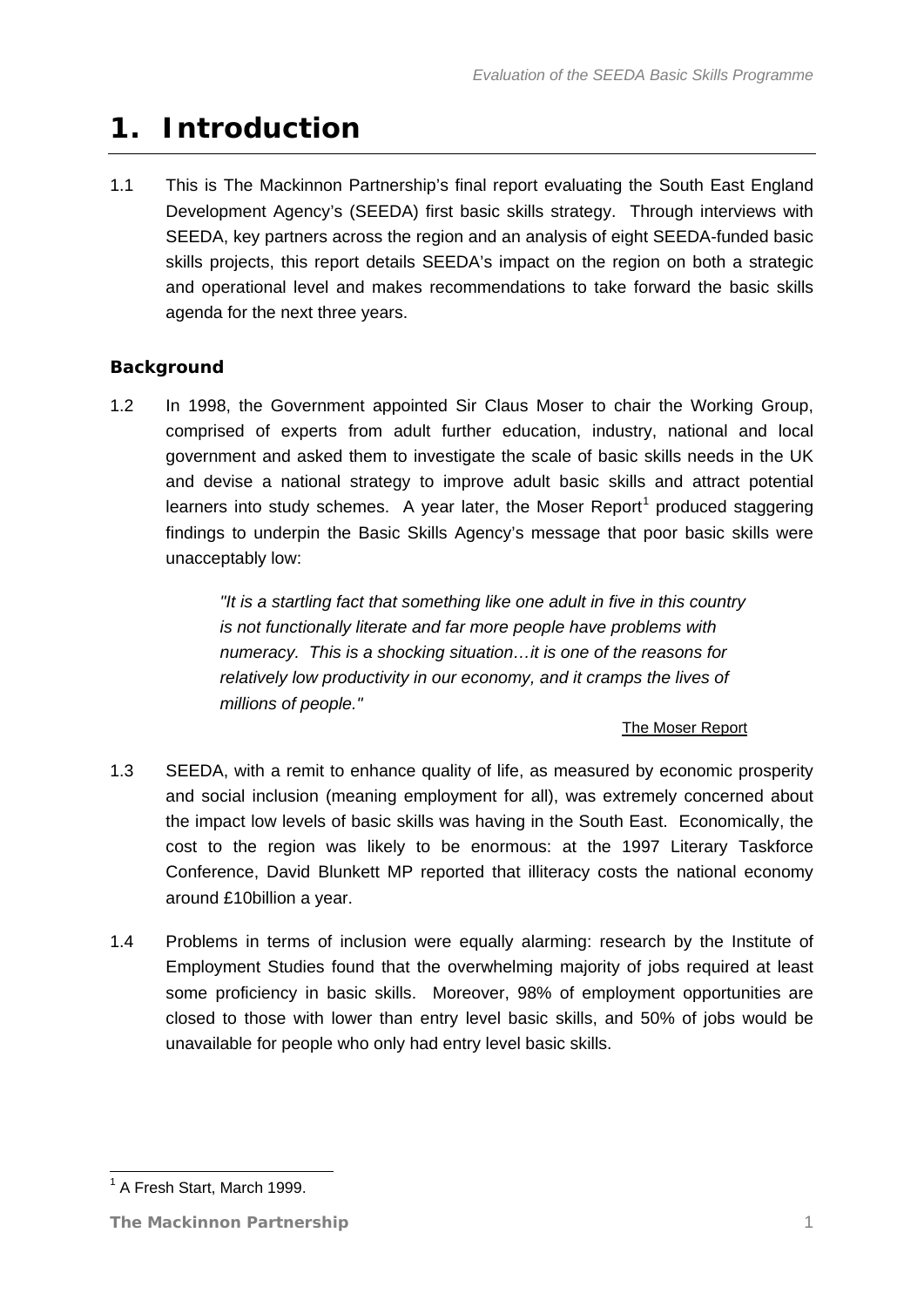// Generated by Claude Code
# 1. Introduction

1.1 This is The Mackinnon Partnership's final report evaluating the South East England Development Agency's (SEEDA) first basic skills strategy. Through interviews with SEEDA, key partners across the region and an analysis of eight SEEDA-funded basic skills projects, this report details SEEDA's impact on the region on both a strategic and operational level and makes recommendations to take forward the basic skills agenda for the next three years.

## Background

1.2 In 1998, the Government appointed Sir Claus Moser to chair the Working Group, comprised of experts from adult further education, industry, national and local government and asked them to investigate the scale of basic skills needs in the UK and devise a national strategy to improve adult basic skills and attract potential learners into study schemes. A year later, the Moser Report[1] produced staggering findings to underpin the Basic Skills Agency's message that poor basic skills were unacceptably low:

> *"It is a startling fact that something like one adult in five in this country is not functionally literate and far more people have problems with numeracy. This is a shocking situation…it is one of the reasons for relatively low productivity in our economy, and it cramps the lives of millions of people."*
>
> The Moser Report

1.3 SEEDA, with a remit to enhance quality of life, as measured by economic prosperity and social inclusion (meaning employment for all), was extremely concerned about the impact low levels of basic skills was having in the South East. Economically, the cost to the region was likely to be enormous: at the 1997 Literary Taskforce Conference, David Blunkett MP reported that illiteracy costs the national economy around £10billion a year.

1.4 Problems in terms of inclusion were equally alarming: research by the Institute of Employment Studies found that the overwhelming majority of jobs required at least some proficiency in basic skills. Moreover, 98% of employment opportunities are closed to those with lower than entry level basic skills, and 50% of jobs would be unavailable for people who only had entry level basic skills.

---

[1] A Fresh Start, March 1999.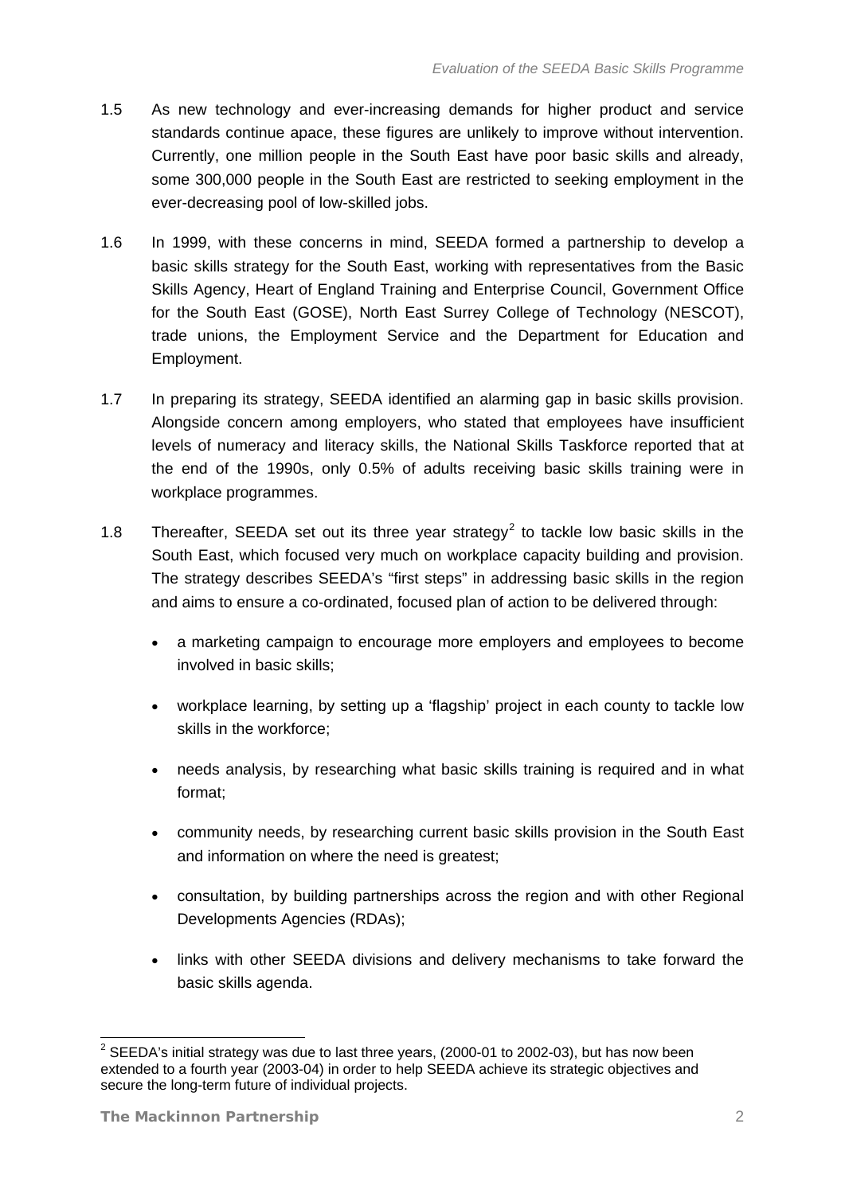1.5 As new technology and ever-increasing demands for higher product and service standards continue apace, these figures are unlikely to improve without intervention. Currently, one million people in the South East have poor basic skills and already, some 300,000 people in the South East are restricted to seeking employment in the ever-decreasing pool of low-skilled jobs.

1.6 In 1999, with these concerns in mind, SEEDA formed a partnership to develop a basic skills strategy for the South East, working with representatives from the Basic Skills Agency, Heart of England Training and Enterprise Council, Government Office for the South East (GOSE), North East Surrey College of Technology (NESCOT), trade unions, the Employment Service and the Department for Education and Employment.

1.7 In preparing its strategy, SEEDA identified an alarming gap in basic skills provision. Alongside concern among employers, who stated that employees have insufficient levels of numeracy and literacy skills, the National Skills Taskforce reported that at the end of the 1990s, only 0.5% of adults receiving basic skills training were in workplace programmes.

1.8 Thereafter, SEEDA set out its three year strategy[2] to tackle low basic skills in the South East, which focused very much on workplace capacity building and provision. The strategy describes SEEDA's "first steps" in addressing basic skills in the region and aims to ensure a co-ordinated, focused plan of action to be delivered through:

- a marketing campaign to encourage more employers and employees to become involved in basic skills;
- workplace learning, by setting up a 'flagship' project in each county to tackle low skills in the workforce;
- needs analysis, by researching what basic skills training is required and in what format;
- community needs, by researching current basic skills provision in the South East and information on where the need is greatest;
- consultation, by building partnerships across the region and with other Regional Developments Agencies (RDAs);
- links with other SEEDA divisions and delivery mechanisms to take forward the basic skills agenda.

---

[2] SEEDA's initial strategy was due to last three years, (2000-01 to 2002-03), but has now been extended to a fourth year (2003-04) in order to help SEEDA achieve its strategic objectives and secure the long-term future of individual projects.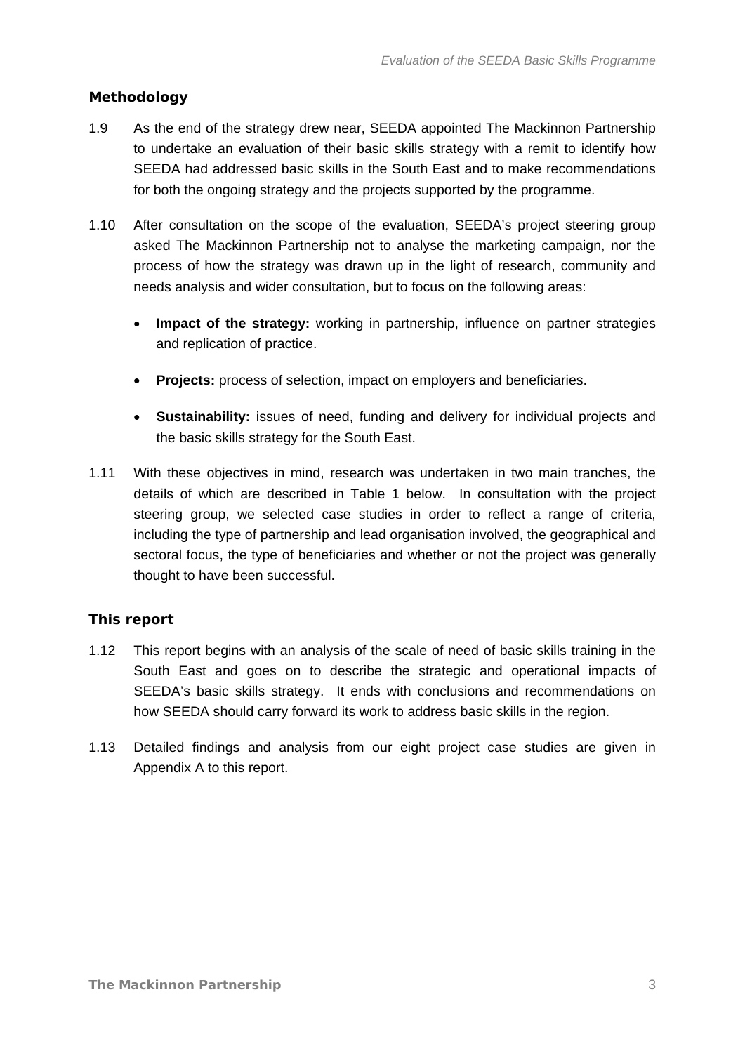## Methodology

1.9 As the end of the strategy drew near, SEEDA appointed The Mackinnon Partnership to undertake an evaluation of their basic skills strategy with a remit to identify how SEEDA had addressed basic skills in the South East and to make recommendations for both the ongoing strategy and the projects supported by the programme.

1.10 After consultation on the scope of the evaluation, SEEDA's project steering group asked The Mackinnon Partnership not to analyse the marketing campaign, nor the process of how the strategy was drawn up in the light of research, community and needs analysis and wider consultation, but to focus on the following areas:

- **Impact of the strategy:** working in partnership, influence on partner strategies and replication of practice.
- **Projects:** process of selection, impact on employers and beneficiaries.
- **Sustainability:** issues of need, funding and delivery for individual projects and the basic skills strategy for the South East.

1.11 With these objectives in mind, research was undertaken in two main tranches, the details of which are described in Table 1 below. In consultation with the project steering group, we selected case studies in order to reflect a range of criteria, including the type of partnership and lead organisation involved, the geographical and sectoral focus, the type of beneficiaries and whether or not the project was generally thought to have been successful.

## This report

1.12 This report begins with an analysis of the scale of need of basic skills training in the South East and goes on to describe the strategic and operational impacts of SEEDA's basic skills strategy. It ends with conclusions and recommendations on how SEEDA should carry forward its work to address basic skills in the region.

1.13 Detailed findings and analysis from our eight project case studies are given in Appendix A to this report.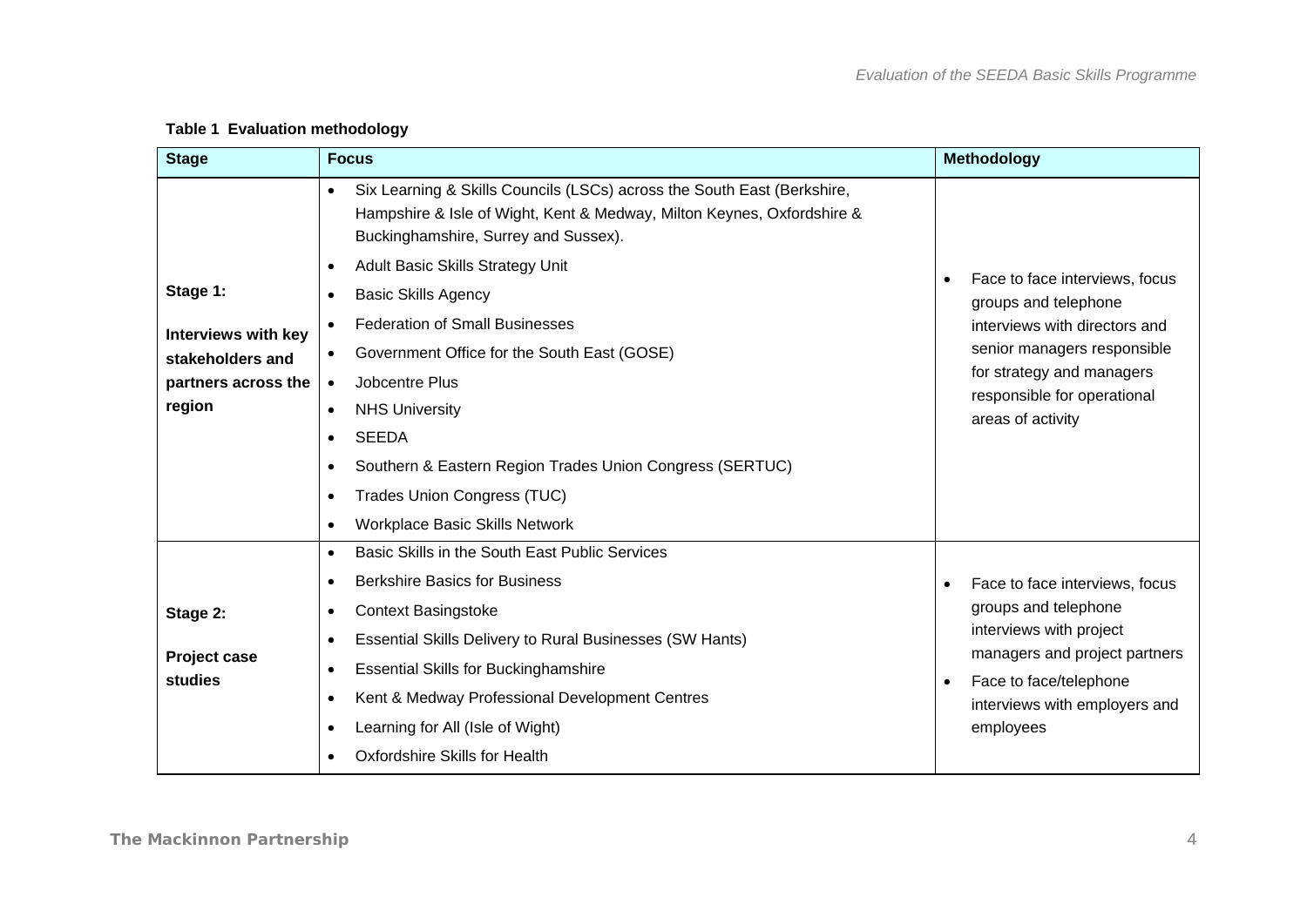**Table 1 Evaluation methodology**

| Stage | Focus | Methodology |
|---|---|---|
| **Stage 1: Interviews with key stakeholders and partners across the region** | • Six Learning & Skills Councils (LSCs) across the South East (Berkshire, Hampshire & Isle of Wight, Kent & Medway, Milton Keynes, Oxfordshire & Buckinghamshire, Surrey and Sussex).<br>• Adult Basic Skills Strategy Unit<br>• Basic Skills Agency<br>• Federation of Small Businesses<br>• Government Office for the South East (GOSE)<br>• Jobcentre Plus<br>• NHS University<br>• SEEDA<br>• Southern & Eastern Region Trades Union Congress (SERTUC)<br>• Trades Union Congress (TUC)<br>• Workplace Basic Skills Network | • Face to face interviews, focus groups and telephone interviews with directors and senior managers responsible for strategy and managers responsible for operational areas of activity |
| **Stage 2: Project case studies** | • Basic Skills in the South East Public Services<br>• Berkshire Basics for Business<br>• Context Basingstoke<br>• Essential Skills Delivery to Rural Businesses (SW Hants)<br>• Essential Skills for Buckinghamshire<br>• Kent & Medway Professional Development Centres<br>• Learning for All (Isle of Wight)<br>• Oxfordshire Skills for Health | • Face to face interviews, focus groups and telephone interviews with project managers and project partners<br>• Face to face/telephone interviews with employers and employees |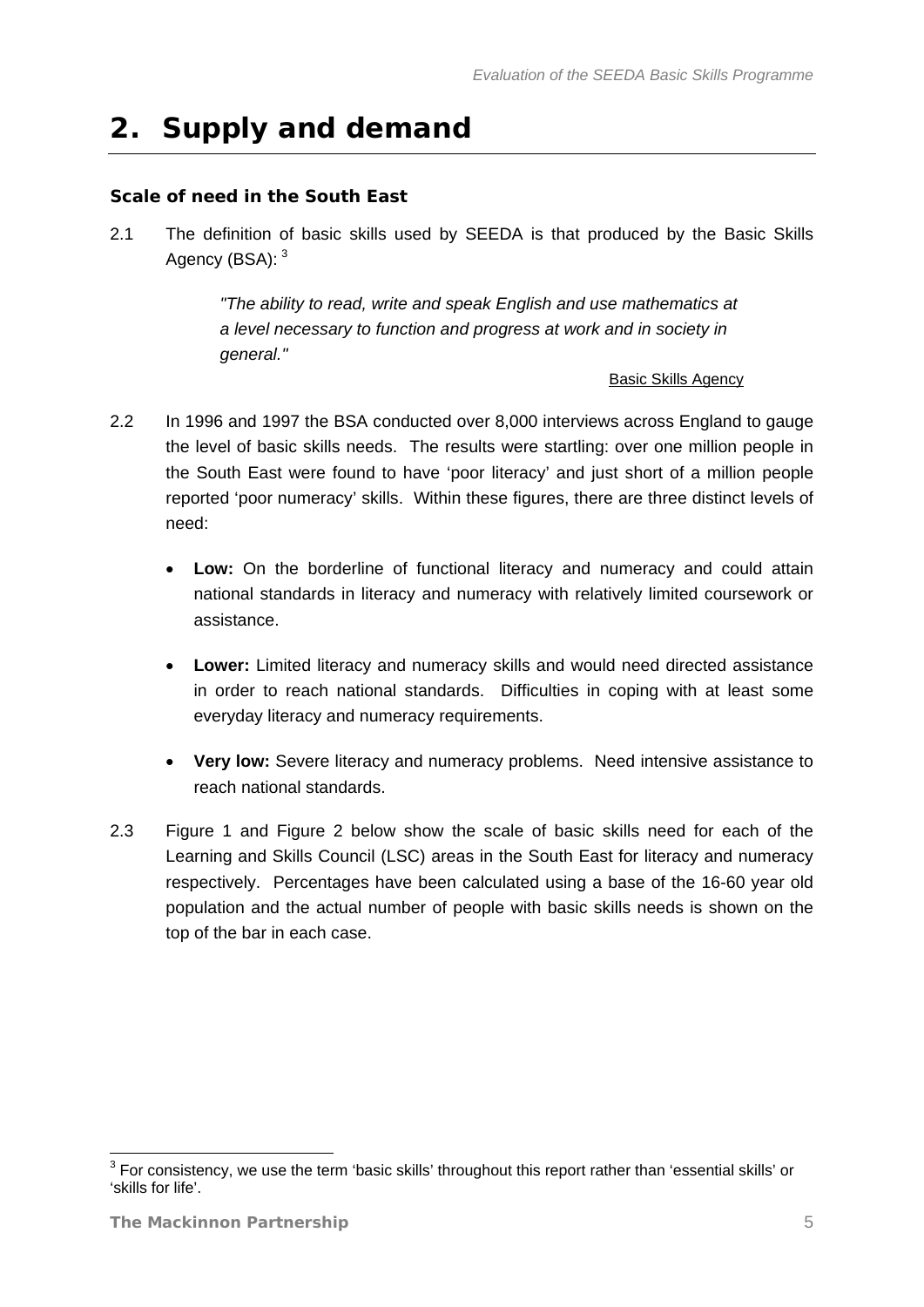# 2. Supply and demand

### Scale of need in the South East

2.1 The definition of basic skills used by SEEDA is that produced by the Basic Skills Agency (BSA): [3]

> *"The ability to read, write and speak English and use mathematics at a level necessary to function and progress at work and in society in general."*
>
> Basic Skills Agency

2.2 In 1996 and 1997 the BSA conducted over 8,000 interviews across England to gauge the level of basic skills needs. The results were startling: over one million people in the South East were found to have 'poor literacy' and just short of a million people reported 'poor numeracy' skills. Within these figures, there are three distinct levels of need:

- **Low:** On the borderline of functional literacy and numeracy and could attain national standards in literacy and numeracy with relatively limited coursework or assistance.
- **Lower:** Limited literacy and numeracy skills and would need directed assistance in order to reach national standards. Difficulties in coping with at least some everyday literacy and numeracy requirements.
- **Very low:** Severe literacy and numeracy problems. Need intensive assistance to reach national standards.

2.3 Figure 1 and Figure 2 below show the scale of basic skills need for each of the Learning and Skills Council (LSC) areas in the South East for literacy and numeracy respectively. Percentages have been calculated using a base of the 16-60 year old population and the actual number of people with basic skills needs is shown on the top of the bar in each case.

---

[3] For consistency, we use the term 'basic skills' throughout this report rather than 'essential skills' or 'skills for life'.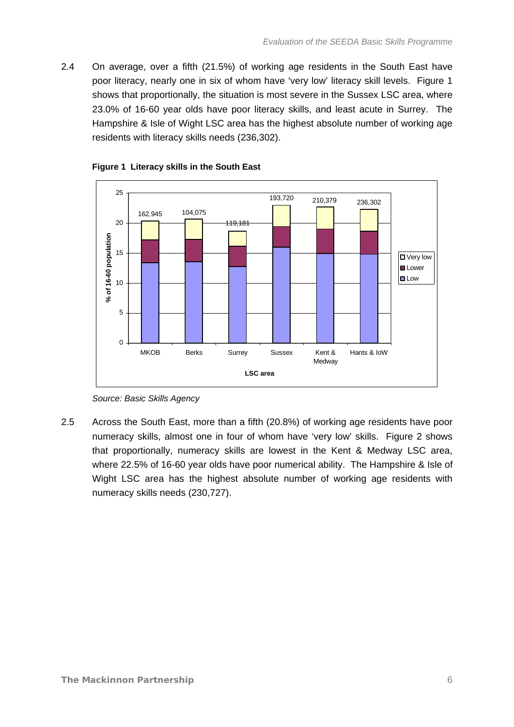2.4 On average, over a fifth (21.5%) of working age residents in the South East have poor literacy, nearly one in six of whom have 'very low' literacy skill levels. Figure 1 shows that proportionally, the situation is most severe in the Sussex LSC area, where 23.0% of 16-60 year olds have poor literacy skills, and least acute in Surrey. The Hampshire & Isle of Wight LSC area has the highest absolute number of working age residents with literacy skills needs (236,302).

**Figure 1 Literacy skills in the South East**

*Source: Basic Skills Agency*

2.5 Across the South East, more than a fifth (20.8%) of working age residents have poor numeracy skills, almost one in four of whom have 'very low' skills. Figure 2 shows that proportionally, numeracy skills are lowest in the Kent & Medway LSC area, where 22.5% of 16-60 year olds have poor numerical ability. The Hampshire & Isle of Wight LSC area has the highest absolute number of working age residents with numeracy skills needs (230,727).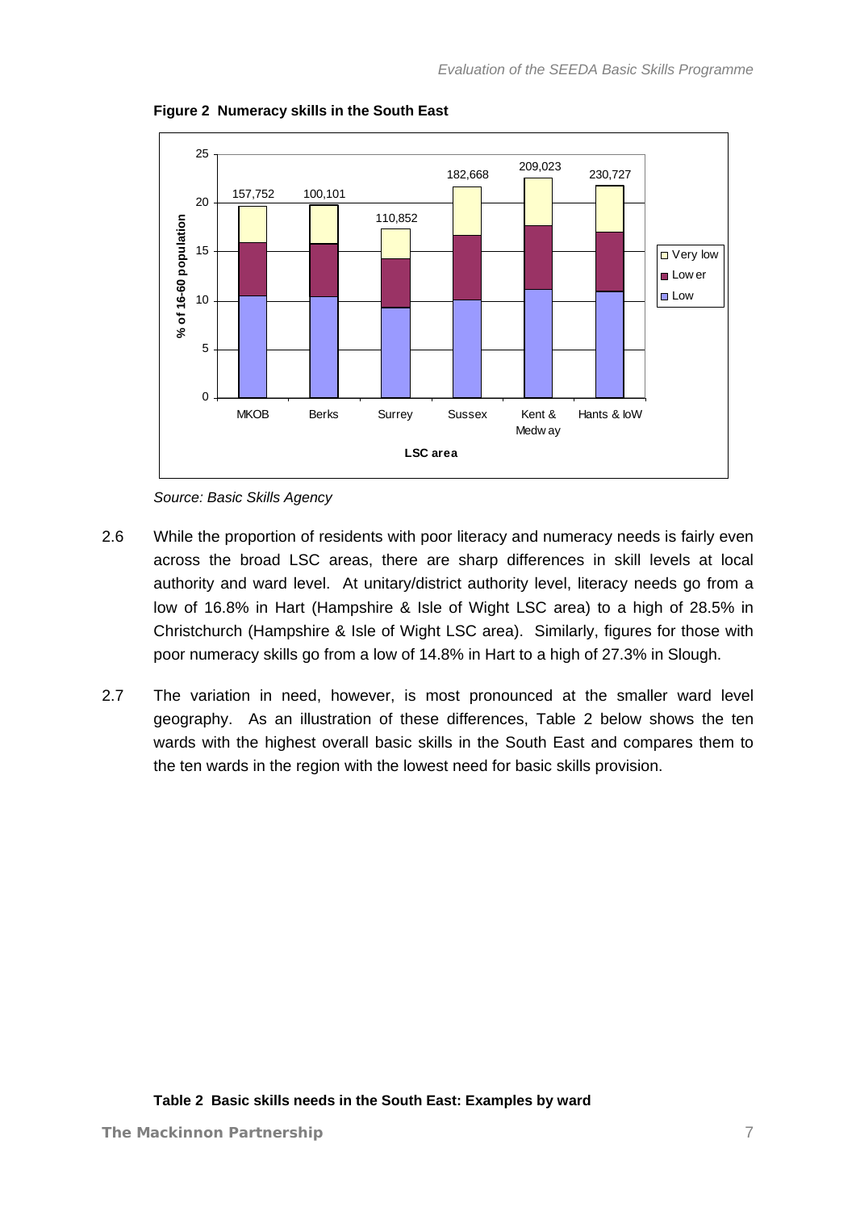**Figure 2 Numeracy skills in the South East**

*Source: Basic Skills Agency*

2.6 While the proportion of residents with poor literacy and numeracy needs is fairly even across the broad LSC areas, there are sharp differences in skill levels at local authority and ward level. At unitary/district authority level, literacy needs go from a low of 16.8% in Hart (Hampshire & Isle of Wight LSC area) to a high of 28.5% in Christchurch (Hampshire & Isle of Wight LSC area). Similarly, figures for those with poor numeracy skills go from a low of 14.8% in Hart to a high of 27.3% in Slough.

2.7 The variation in need, however, is most pronounced at the smaller ward level geography. As an illustration of these differences, Table 2 below shows the ten wards with the highest overall basic skills in the South East and compares them to the ten wards in the region with the lowest need for basic skills provision.

**Table 2 Basic skills needs in the South East: Examples by ward**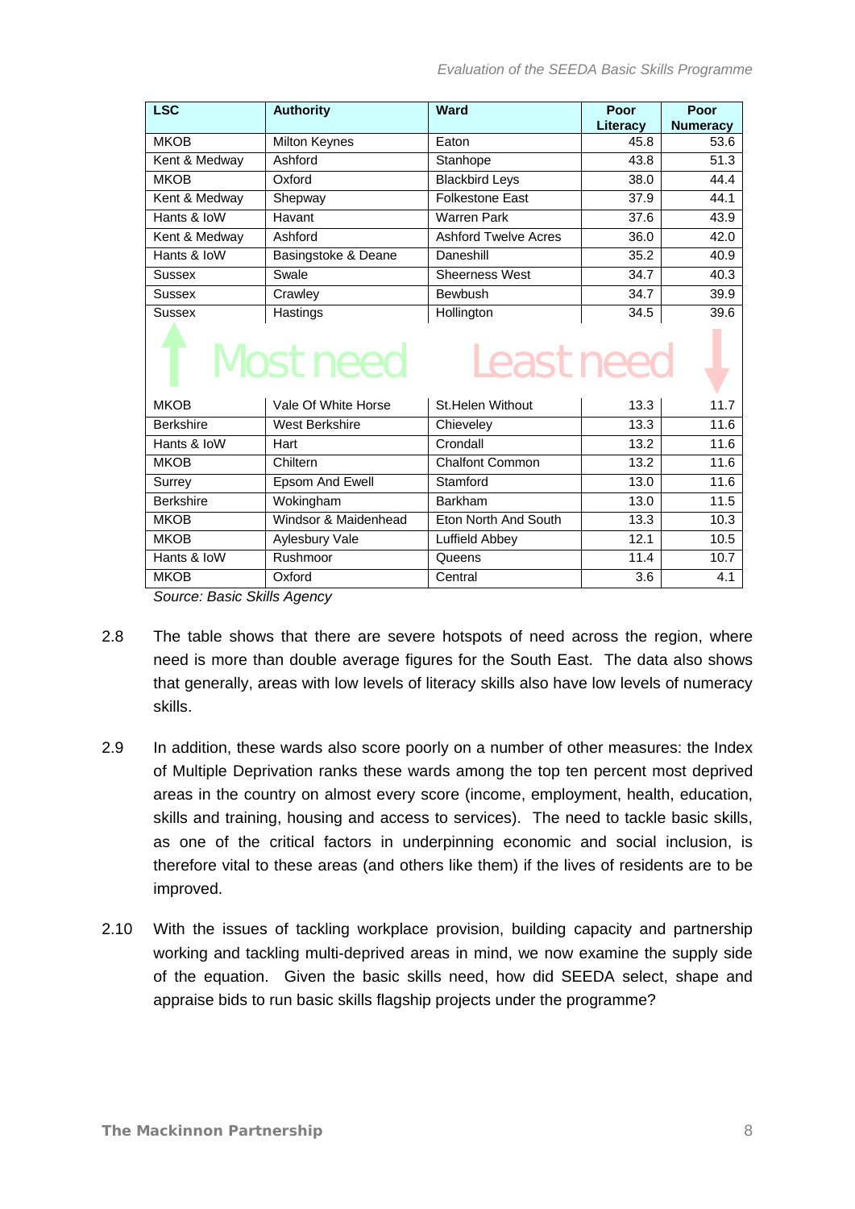| LSC | Authority | Ward | Poor Literacy | Poor Numeracy |
|---|---|---|---|---|
| MKOB | Milton Keynes | Eaton | 45.8 | 53.6 |
| Kent & Medway | Ashford | Stanhope | 43.8 | 51.3 |
| MKOB | Oxford | Blackbird Leys | 38.0 | 44.4 |
| Kent & Medway | Shepway | Folkestone East | 37.9 | 44.1 |
| Hants & IoW | Havant | Warren Park | 37.6 | 43.9 |
| Kent & Medway | Ashford | Ashford Twelve Acres | 36.0 | 42.0 |
| Hants & IoW | Basingstoke & Deane | Daneshill | 35.2 | 40.9 |
| Sussex | Swale | Sheerness West | 34.7 | 40.3 |
| Sussex | Crawley | Bewbush | 34.7 | 39.9 |
| Sussex | Hastings | Hollington | 34.5 | 39.6 |
| ↑ Most need | | Least need ↓ | | |
| MKOB | Vale Of White Horse | St.Helen Without | 13.3 | 11.7 |
| Berkshire | West Berkshire | Chieveley | 13.3 | 11.6 |
| Hants & IoW | Hart | Crondall | 13.2 | 11.6 |
| MKOB | Chiltern | Chalfont Common | 13.2 | 11.6 |
| Surrey | Epsom And Ewell | Stamford | 13.0 | 11.6 |
| Berkshire | Wokingham | Barkham | 13.0 | 11.5 |
| MKOB | Windsor & Maidenhead | Eton North And South | 13.3 | 10.3 |
| MKOB | Aylesbury Vale | Luffield Abbey | 12.1 | 10.5 |
| Hants & IoW | Rushmoor | Queens | 11.4 | 10.7 |
| MKOB | Oxford | Central | 3.6 | 4.1 |

*Source: Basic Skills Agency*

2.8 The table shows that there are severe hotspots of need across the region, where need is more than double average figures for the South East. The data also shows that generally, areas with low levels of literacy skills also have low levels of numeracy skills.

2.9 In addition, these wards also score poorly on a number of other measures: the Index of Multiple Deprivation ranks these wards among the top ten percent most deprived areas in the country on almost every score (income, employment, health, education, skills and training, housing and access to services). The need to tackle basic skills, as one of the critical factors in underpinning economic and social inclusion, is therefore vital to these areas (and others like them) if the lives of residents are to be improved.

2.10 With the issues of tackling workplace provision, building capacity and partnership working and tackling multi-deprived areas in mind, we now examine the supply side of the equation. Given the basic skills need, how did SEEDA select, shape and appraise bids to run basic skills flagship projects under the programme?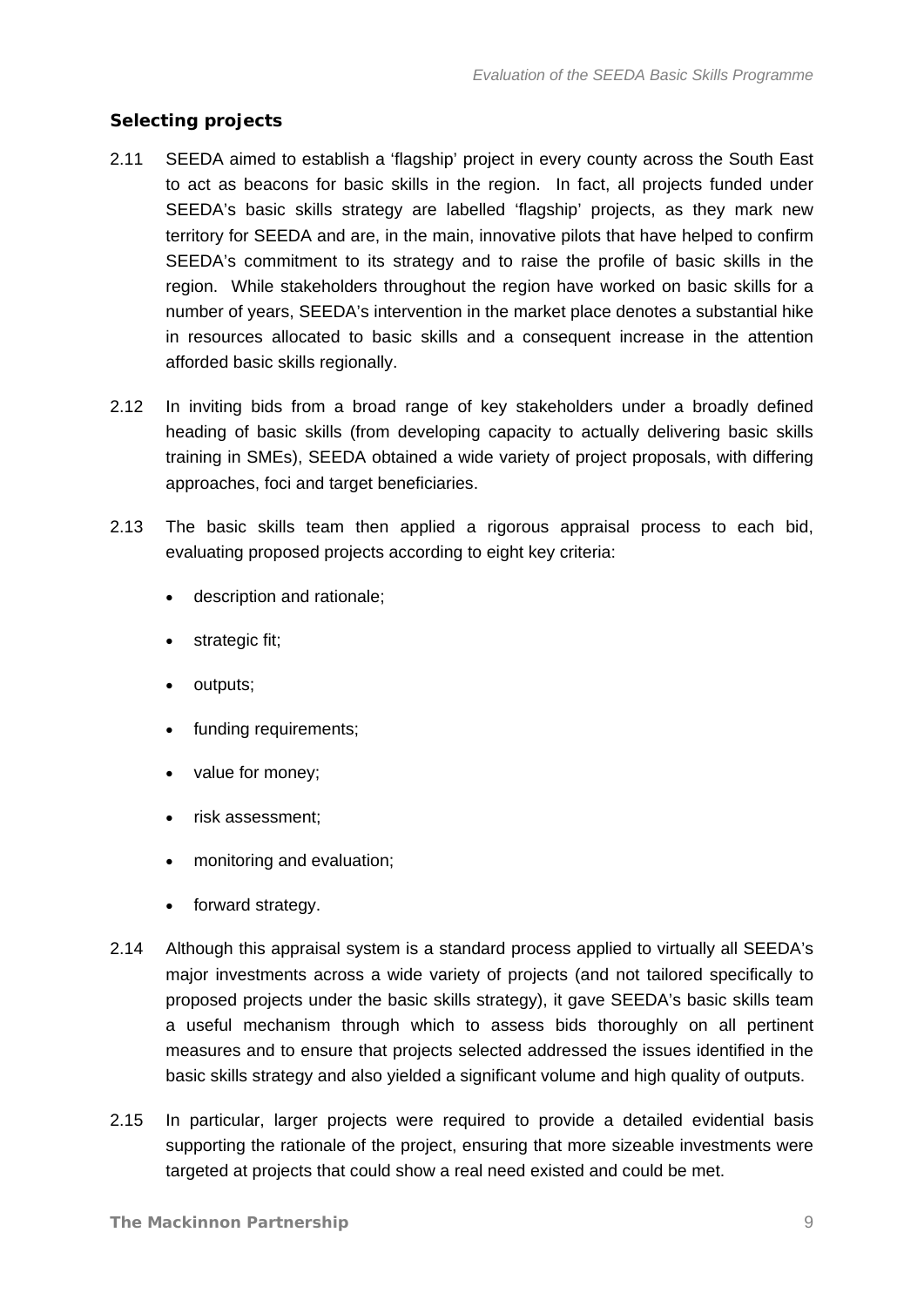### Selecting projects

2.11 SEEDA aimed to establish a 'flagship' project in every county across the South East to act as beacons for basic skills in the region. In fact, all projects funded under SEEDA's basic skills strategy are labelled 'flagship' projects, as they mark new territory for SEEDA and are, in the main, innovative pilots that have helped to confirm SEEDA's commitment to its strategy and to raise the profile of basic skills in the region. While stakeholders throughout the region have worked on basic skills for a number of years, SEEDA's intervention in the market place denotes a substantial hike in resources allocated to basic skills and a consequent increase in the attention afforded basic skills regionally.

2.12 In inviting bids from a broad range of key stakeholders under a broadly defined heading of basic skills (from developing capacity to actually delivering basic skills training in SMEs), SEEDA obtained a wide variety of project proposals, with differing approaches, foci and target beneficiaries.

2.13 The basic skills team then applied a rigorous appraisal process to each bid, evaluating proposed projects according to eight key criteria:

- description and rationale;
- strategic fit;
- outputs;
- funding requirements;
- value for money;
- risk assessment;
- monitoring and evaluation;
- forward strategy.

2.14 Although this appraisal system is a standard process applied to virtually all SEEDA's major investments across a wide variety of projects (and not tailored specifically to proposed projects under the basic skills strategy), it gave SEEDA's basic skills team a useful mechanism through which to assess bids thoroughly on all pertinent measures and to ensure that projects selected addressed the issues identified in the basic skills strategy and also yielded a significant volume and high quality of outputs.

2.15 In particular, larger projects were required to provide a detailed evidential basis supporting the rationale of the project, ensuring that more sizeable investments were targeted at projects that could show a real need existed and could be met.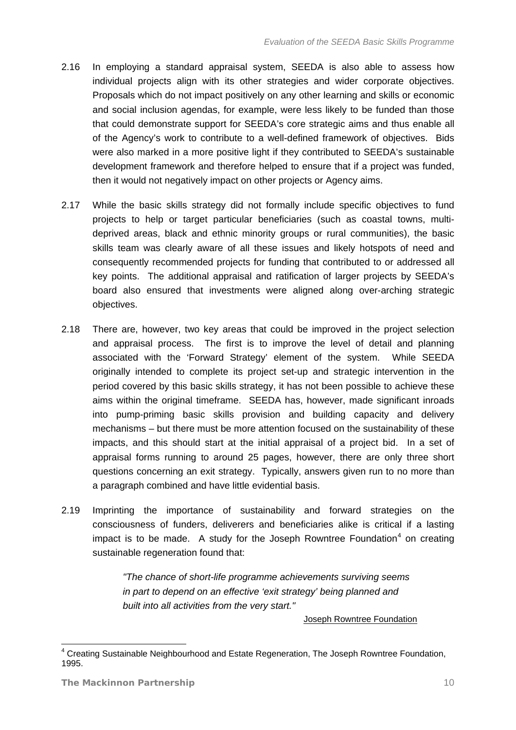2.16 In employing a standard appraisal system, SEEDA is also able to assess how individual projects align with its other strategies and wider corporate objectives. Proposals which do not impact positively on any other learning and skills or economic and social inclusion agendas, for example, were less likely to be funded than those that could demonstrate support for SEEDA's core strategic aims and thus enable all of the Agency's work to contribute to a well-defined framework of objectives. Bids were also marked in a more positive light if they contributed to SEEDA's sustainable development framework and therefore helped to ensure that if a project was funded, then it would not negatively impact on other projects or Agency aims.

2.17 While the basic skills strategy did not formally include specific objectives to fund projects to help or target particular beneficiaries (such as coastal towns, multi-deprived areas, black and ethnic minority groups or rural communities), the basic skills team was clearly aware of all these issues and likely hotspots of need and consequently recommended projects for funding that contributed to or addressed all key points. The additional appraisal and ratification of larger projects by SEEDA's board also ensured that investments were aligned along over-arching strategic objectives.

2.18 There are, however, two key areas that could be improved in the project selection and appraisal process. The first is to improve the level of detail and planning associated with the 'Forward Strategy' element of the system. While SEEDA originally intended to complete its project set-up and strategic intervention in the period covered by this basic skills strategy, it has not been possible to achieve these aims within the original timeframe. SEEDA has, however, made significant inroads into pump-priming basic skills provision and building capacity and delivery mechanisms – but there must be more attention focused on the sustainability of these impacts, and this should start at the initial appraisal of a project bid. In a set of appraisal forms running to around 25 pages, however, there are only three short questions concerning an exit strategy. Typically, answers given run to no more than a paragraph combined and have little evidential basis.

2.19 Imprinting the importance of sustainability and forward strategies on the consciousness of funders, deliverers and beneficiaries alike is critical if a lasting impact is to be made. A study for the Joseph Rowntree Foundation[4] on creating sustainable regeneration found that:

> *"The chance of short-life programme achievements surviving seems in part to depend on an effective 'exit strategy' being planned and built into all activities from the very start."*
>
> Joseph Rowntree Foundation

[4] Creating Sustainable Neighbourhood and Estate Regeneration, The Joseph Rowntree Foundation, 1995.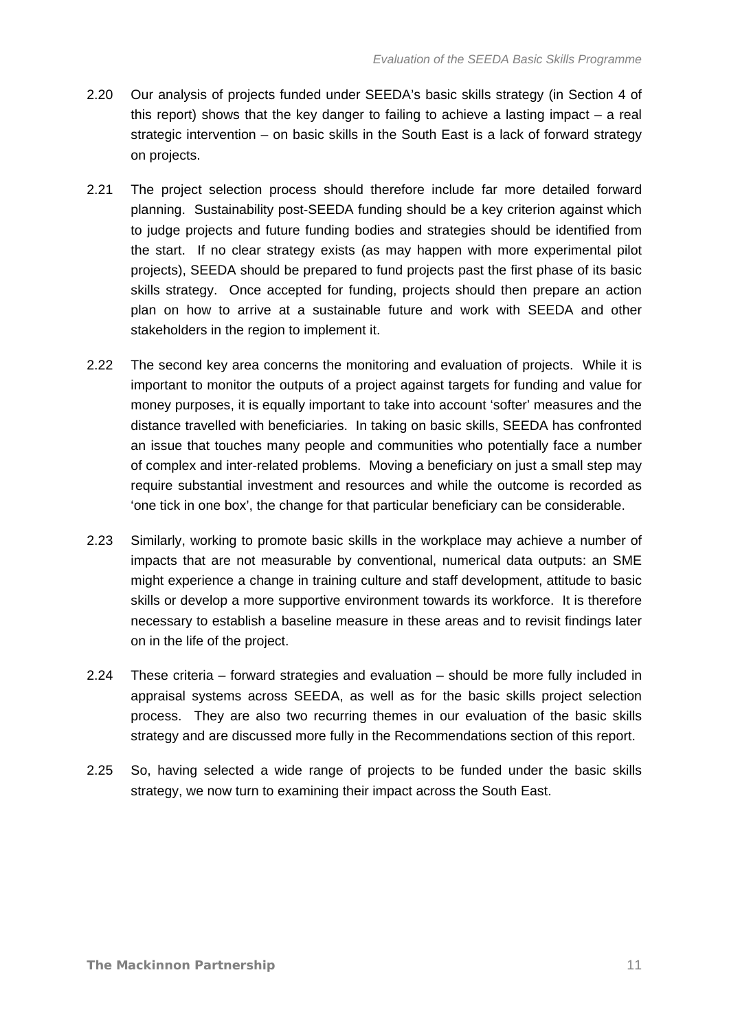2.20 Our analysis of projects funded under SEEDA's basic skills strategy (in Section 4 of this report) shows that the key danger to failing to achieve a lasting impact – a real strategic intervention – on basic skills in the South East is a lack of forward strategy on projects.

2.21 The project selection process should therefore include far more detailed forward planning. Sustainability post-SEEDA funding should be a key criterion against which to judge projects and future funding bodies and strategies should be identified from the start. If no clear strategy exists (as may happen with more experimental pilot projects), SEEDA should be prepared to fund projects past the first phase of its basic skills strategy. Once accepted for funding, projects should then prepare an action plan on how to arrive at a sustainable future and work with SEEDA and other stakeholders in the region to implement it.

2.22 The second key area concerns the monitoring and evaluation of projects. While it is important to monitor the outputs of a project against targets for funding and value for money purposes, it is equally important to take into account 'softer' measures and the distance travelled with beneficiaries. In taking on basic skills, SEEDA has confronted an issue that touches many people and communities who potentially face a number of complex and inter-related problems. Moving a beneficiary on just a small step may require substantial investment and resources and while the outcome is recorded as 'one tick in one box', the change for that particular beneficiary can be considerable.

2.23 Similarly, working to promote basic skills in the workplace may achieve a number of impacts that are not measurable by conventional, numerical data outputs: an SME might experience a change in training culture and staff development, attitude to basic skills or develop a more supportive environment towards its workforce. It is therefore necessary to establish a baseline measure in these areas and to revisit findings later on in the life of the project.

2.24 These criteria – forward strategies and evaluation – should be more fully included in appraisal systems across SEEDA, as well as for the basic skills project selection process. They are also two recurring themes in our evaluation of the basic skills strategy and are discussed more fully in the Recommendations section of this report.

2.25 So, having selected a wide range of projects to be funded under the basic skills strategy, we now turn to examining their impact across the South East.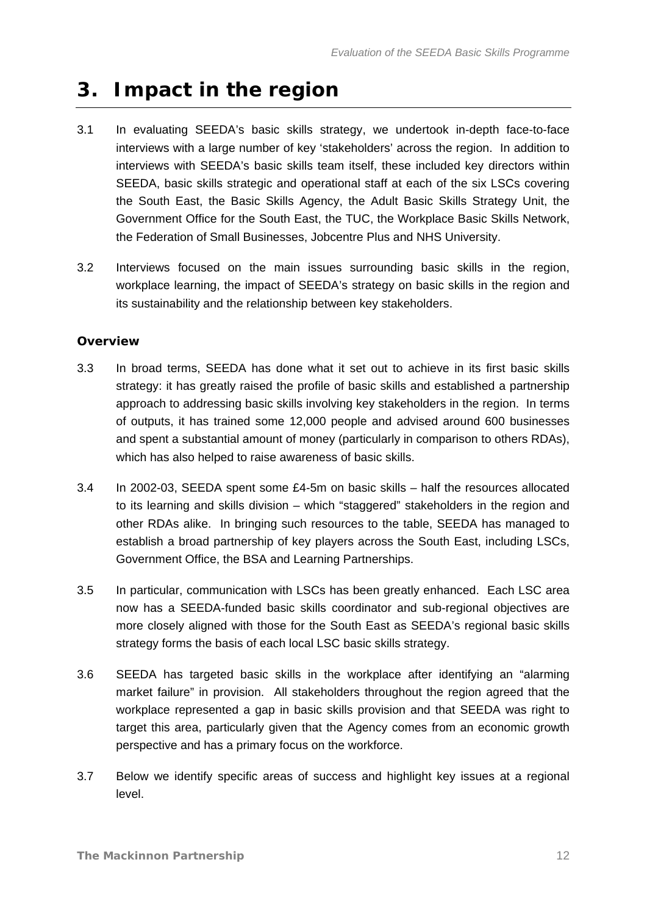# 3. Impact in the region

3.1 In evaluating SEEDA's basic skills strategy, we undertook in-depth face-to-face interviews with a large number of key 'stakeholders' across the region. In addition to interviews with SEEDA's basic skills team itself, these included key directors within SEEDA, basic skills strategic and operational staff at each of the six LSCs covering the South East, the Basic Skills Agency, the Adult Basic Skills Strategy Unit, the Government Office for the South East, the TUC, the Workplace Basic Skills Network, the Federation of Small Businesses, Jobcentre Plus and NHS University.

3.2 Interviews focused on the main issues surrounding basic skills in the region, workplace learning, the impact of SEEDA's strategy on basic skills in the region and its sustainability and the relationship between key stakeholders.

### Overview

3.3 In broad terms, SEEDA has done what it set out to achieve in its first basic skills strategy: it has greatly raised the profile of basic skills and established a partnership approach to addressing basic skills involving key stakeholders in the region. In terms of outputs, it has trained some 12,000 people and advised around 600 businesses and spent a substantial amount of money (particularly in comparison to others RDAs), which has also helped to raise awareness of basic skills.

3.4 In 2002-03, SEEDA spent some £4-5m on basic skills – half the resources allocated to its learning and skills division – which "staggered" stakeholders in the region and other RDAs alike. In bringing such resources to the table, SEEDA has managed to establish a broad partnership of key players across the South East, including LSCs, Government Office, the BSA and Learning Partnerships.

3.5 In particular, communication with LSCs has been greatly enhanced. Each LSC area now has a SEEDA-funded basic skills coordinator and sub-regional objectives are more closely aligned with those for the South East as SEEDA's regional basic skills strategy forms the basis of each local LSC basic skills strategy.

3.6 SEEDA has targeted basic skills in the workplace after identifying an "alarming market failure" in provision. All stakeholders throughout the region agreed that the workplace represented a gap in basic skills provision and that SEEDA was right to target this area, particularly given that the Agency comes from an economic growth perspective and has a primary focus on the workforce.

3.7 Below we identify specific areas of success and highlight key issues at a regional level.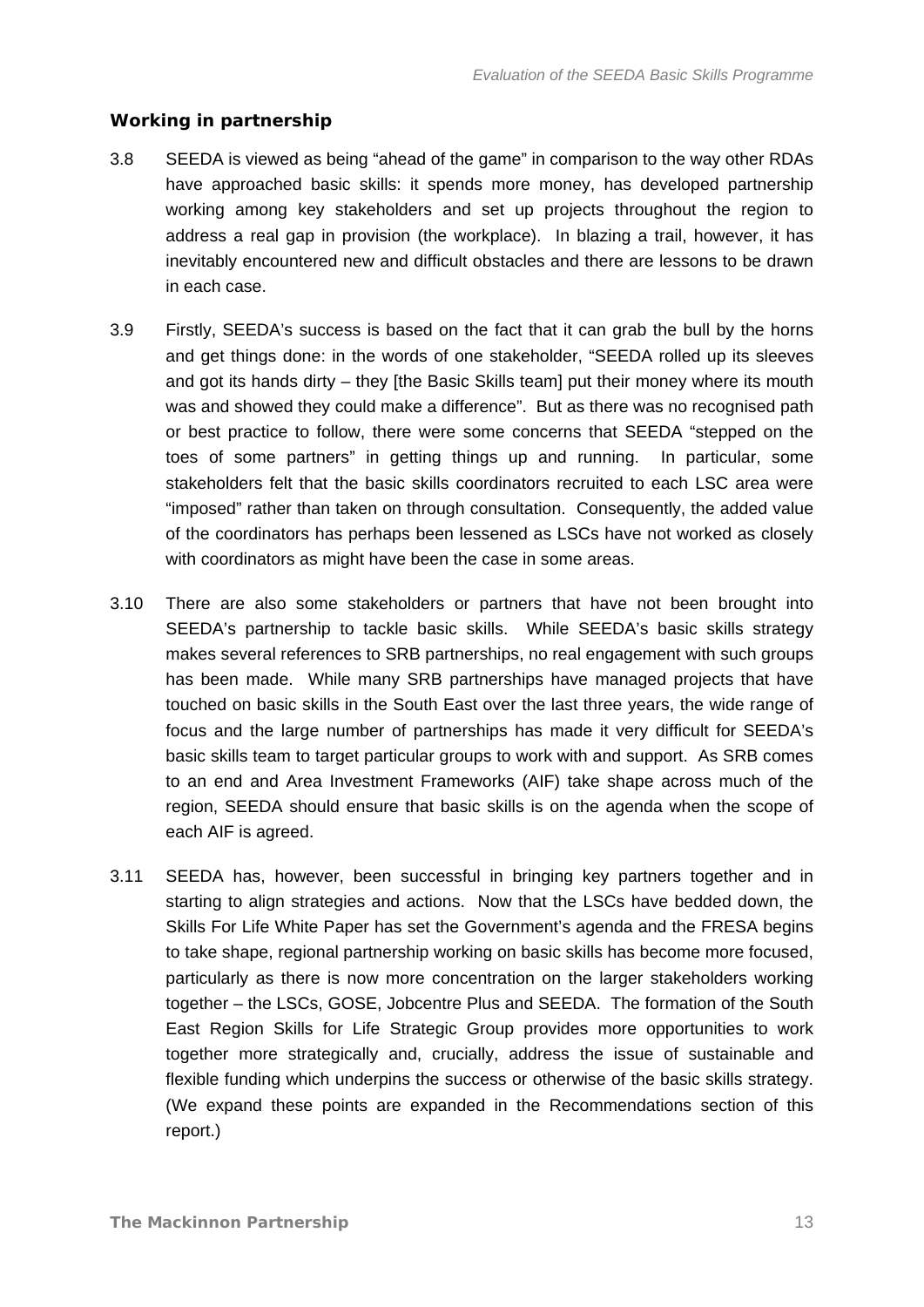### Working in partnership

3.8 SEEDA is viewed as being "ahead of the game" in comparison to the way other RDAs have approached basic skills: it spends more money, has developed partnership working among key stakeholders and set up projects throughout the region to address a real gap in provision (the workplace). In blazing a trail, however, it has inevitably encountered new and difficult obstacles and there are lessons to be drawn in each case.

3.9 Firstly, SEEDA's success is based on the fact that it can grab the bull by the horns and get things done: in the words of one stakeholder, "SEEDA rolled up its sleeves and got its hands dirty – they [the Basic Skills team] put their money where its mouth was and showed they could make a difference". But as there was no recognised path or best practice to follow, there were some concerns that SEEDA "stepped on the toes of some partners" in getting things up and running. In particular, some stakeholders felt that the basic skills coordinators recruited to each LSC area were "imposed" rather than taken on through consultation. Consequently, the added value of the coordinators has perhaps been lessened as LSCs have not worked as closely with coordinators as might have been the case in some areas.

3.10 There are also some stakeholders or partners that have not been brought into SEEDA's partnership to tackle basic skills. While SEEDA's basic skills strategy makes several references to SRB partnerships, no real engagement with such groups has been made. While many SRB partnerships have managed projects that have touched on basic skills in the South East over the last three years, the wide range of focus and the large number of partnerships has made it very difficult for SEEDA's basic skills team to target particular groups to work with and support. As SRB comes to an end and Area Investment Frameworks (AIF) take shape across much of the region, SEEDA should ensure that basic skills is on the agenda when the scope of each AIF is agreed.

3.11 SEEDA has, however, been successful in bringing key partners together and in starting to align strategies and actions. Now that the LSCs have bedded down, the Skills For Life White Paper has set the Government's agenda and the FRESA begins to take shape, regional partnership working on basic skills has become more focused, particularly as there is now more concentration on the larger stakeholders working together – the LSCs, GOSE, Jobcentre Plus and SEEDA. The formation of the South East Region Skills for Life Strategic Group provides more opportunities to work together more strategically and, crucially, address the issue of sustainable and flexible funding which underpins the success or otherwise of the basic skills strategy. (We expand these points are expanded in the Recommendations section of this report.)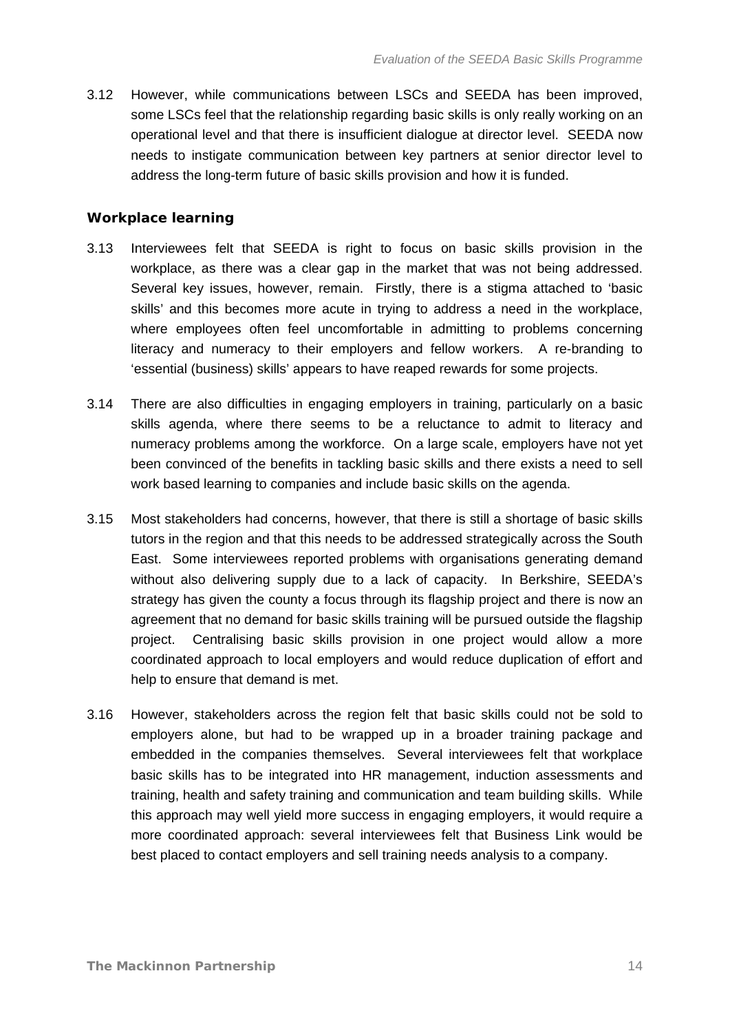3.12 However, while communications between LSCs and SEEDA has been improved, some LSCs feel that the relationship regarding basic skills is only really working on an operational level and that there is insufficient dialogue at director level. SEEDA now needs to instigate communication between key partners at senior director level to address the long-term future of basic skills provision and how it is funded.

### Workplace learning

3.13 Interviewees felt that SEEDA is right to focus on basic skills provision in the workplace, as there was a clear gap in the market that was not being addressed. Several key issues, however, remain. Firstly, there is a stigma attached to 'basic skills' and this becomes more acute in trying to address a need in the workplace, where employees often feel uncomfortable in admitting to problems concerning literacy and numeracy to their employers and fellow workers. A re-branding to 'essential (business) skills' appears to have reaped rewards for some projects.

3.14 There are also difficulties in engaging employers in training, particularly on a basic skills agenda, where there seems to be a reluctance to admit to literacy and numeracy problems among the workforce. On a large scale, employers have not yet been convinced of the benefits in tackling basic skills and there exists a need to sell work based learning to companies and include basic skills on the agenda.

3.15 Most stakeholders had concerns, however, that there is still a shortage of basic skills tutors in the region and that this needs to be addressed strategically across the South East. Some interviewees reported problems with organisations generating demand without also delivering supply due to a lack of capacity. In Berkshire, SEEDA's strategy has given the county a focus through its flagship project and there is now an agreement that no demand for basic skills training will be pursued outside the flagship project. Centralising basic skills provision in one project would allow a more coordinated approach to local employers and would reduce duplication of effort and help to ensure that demand is met.

3.16 However, stakeholders across the region felt that basic skills could not be sold to employers alone, but had to be wrapped up in a broader training package and embedded in the companies themselves. Several interviewees felt that workplace basic skills has to be integrated into HR management, induction assessments and training, health and safety training and communication and team building skills. While this approach may well yield more success in engaging employers, it would require a more coordinated approach: several interviewees felt that Business Link would be best placed to contact employers and sell training needs analysis to a company.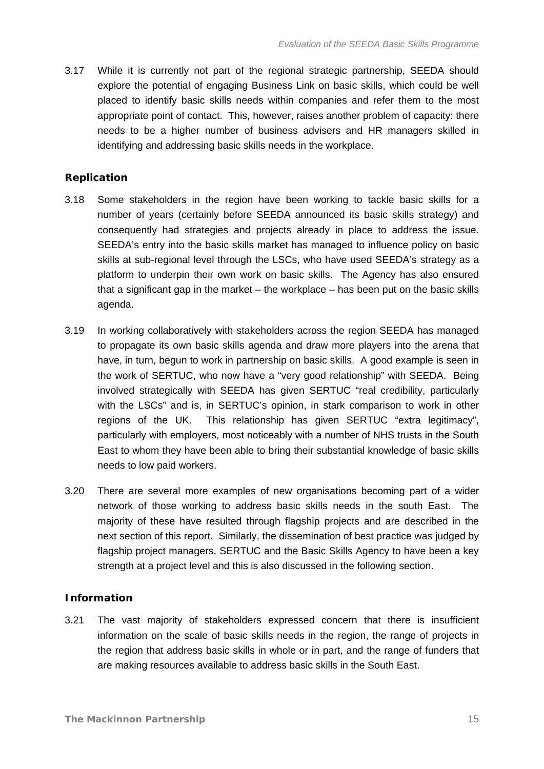3.17 While it is currently not part of the regional strategic partnership, SEEDA should explore the potential of engaging Business Link on basic skills, which could be well placed to identify basic skills needs within companies and refer them to the most appropriate point of contact. This, however, raises another problem of capacity: there needs to be a higher number of business advisers and HR managers skilled in identifying and addressing basic skills needs in the workplace.

**Replication**

3.18 Some stakeholders in the region have been working to tackle basic skills for a number of years (certainly before SEEDA announced its basic skills strategy) and consequently had strategies and projects already in place to address the issue. SEEDA's entry into the basic skills market has managed to influence policy on basic skills at sub-regional level through the LSCs, who have used SEEDA's strategy as a platform to underpin their own work on basic skills. The Agency has also ensured that a significant gap in the market – the workplace – has been put on the basic skills agenda.

3.19 In working collaboratively with stakeholders across the region SEEDA has managed to propagate its own basic skills agenda and draw more players into the arena that have, in turn, begun to work in partnership on basic skills. A good example is seen in the work of SERTUC, who now have a "very good relationship" with SEEDA. Being involved strategically with SEEDA has given SERTUC "real credibility, particularly with the LSCs" and is, in SERTUC's opinion, in stark comparison to work in other regions of the UK. This relationship has given SERTUC "extra legitimacy", particularly with employers, most noticeably with a number of NHS trusts in the South East to whom they have been able to bring their substantial knowledge of basic skills needs to low paid workers.

3.20 There are several more examples of new organisations becoming part of a wider network of those working to address basic skills needs in the south East. The majority of these have resulted through flagship projects and are described in the next section of this report. Similarly, the dissemination of best practice was judged by flagship project managers, SERTUC and the Basic Skills Agency to have been a key strength at a project level and this is also discussed in the following section.

**Information**

3.21 The vast majority of stakeholders expressed concern that there is insufficient information on the scale of basic skills needs in the region, the range of projects in the region that address basic skills in whole or in part, and the range of funders that are making resources available to address basic skills in the South East.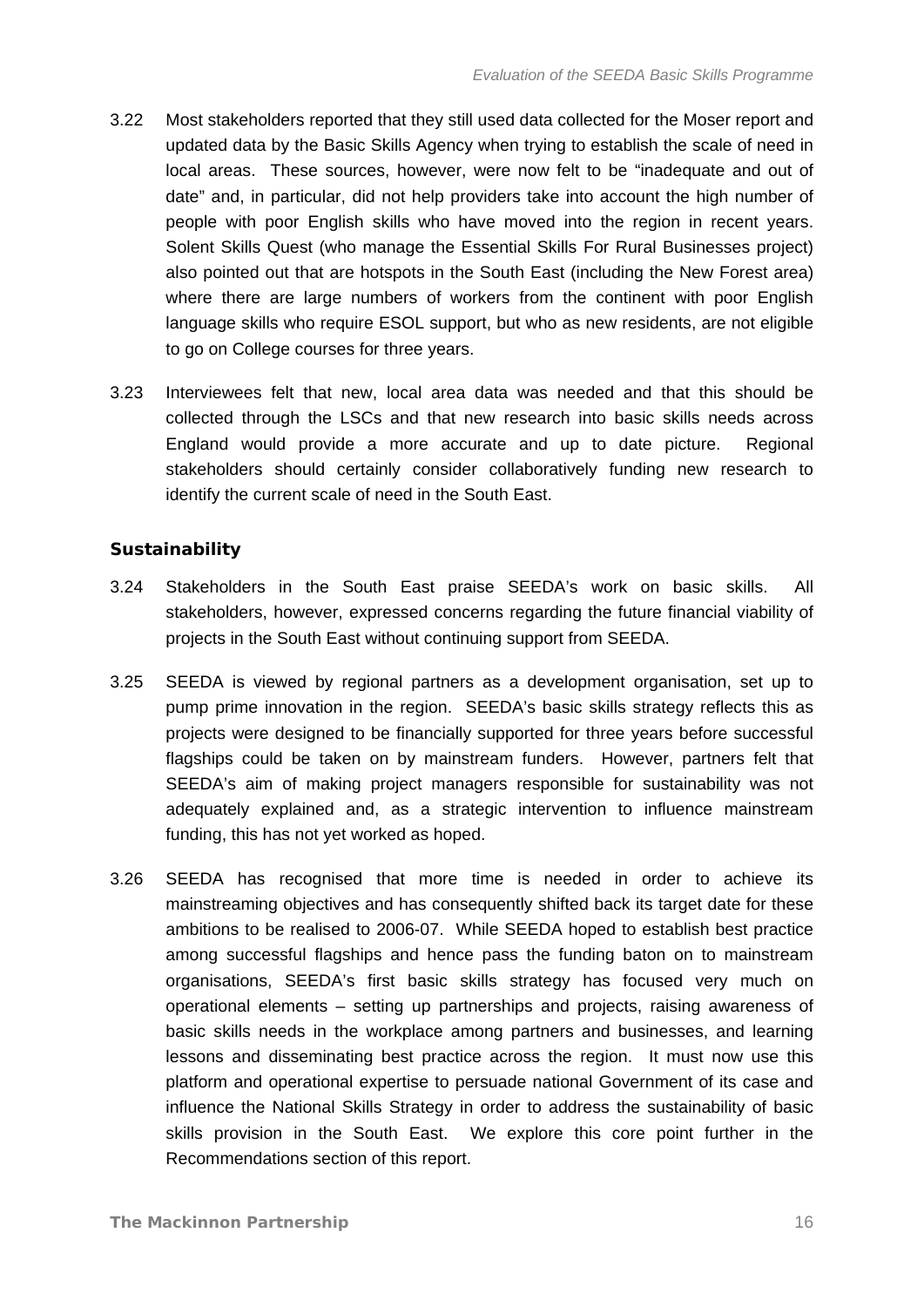3.22 Most stakeholders reported that they still used data collected for the Moser report and updated data by the Basic Skills Agency when trying to establish the scale of need in local areas. These sources, however, were now felt to be "inadequate and out of date" and, in particular, did not help providers take into account the high number of people with poor English skills who have moved into the region in recent years. Solent Skills Quest (who manage the Essential Skills For Rural Businesses project) also pointed out that are hotspots in the South East (including the New Forest area) where there are large numbers of workers from the continent with poor English language skills who require ESOL support, but who as new residents, are not eligible to go on College courses for three years.

3.23 Interviewees felt that new, local area data was needed and that this should be collected through the LSCs and that new research into basic skills needs across England would provide a more accurate and up to date picture. Regional stakeholders should certainly consider collaboratively funding new research to identify the current scale of need in the South East.

**Sustainability**

3.24 Stakeholders in the South East praise SEEDA's work on basic skills. All stakeholders, however, expressed concerns regarding the future financial viability of projects in the South East without continuing support from SEEDA.

3.25 SEEDA is viewed by regional partners as a development organisation, set up to pump prime innovation in the region. SEEDA's basic skills strategy reflects this as projects were designed to be financially supported for three years before successful flagships could be taken on by mainstream funders. However, partners felt that SEEDA's aim of making project managers responsible for sustainability was not adequately explained and, as a strategic intervention to influence mainstream funding, this has not yet worked as hoped.

3.26 SEEDA has recognised that more time is needed in order to achieve its mainstreaming objectives and has consequently shifted back its target date for these ambitions to be realised to 2006-07. While SEEDA hoped to establish best practice among successful flagships and hence pass the funding baton on to mainstream organisations, SEEDA's first basic skills strategy has focused very much on operational elements – setting up partnerships and projects, raising awareness of basic skills needs in the workplace among partners and businesses, and learning lessons and disseminating best practice across the region. It must now use this platform and operational expertise to persuade national Government of its case and influence the National Skills Strategy in order to address the sustainability of basic skills provision in the South East. We explore this core point further in the Recommendations section of this report.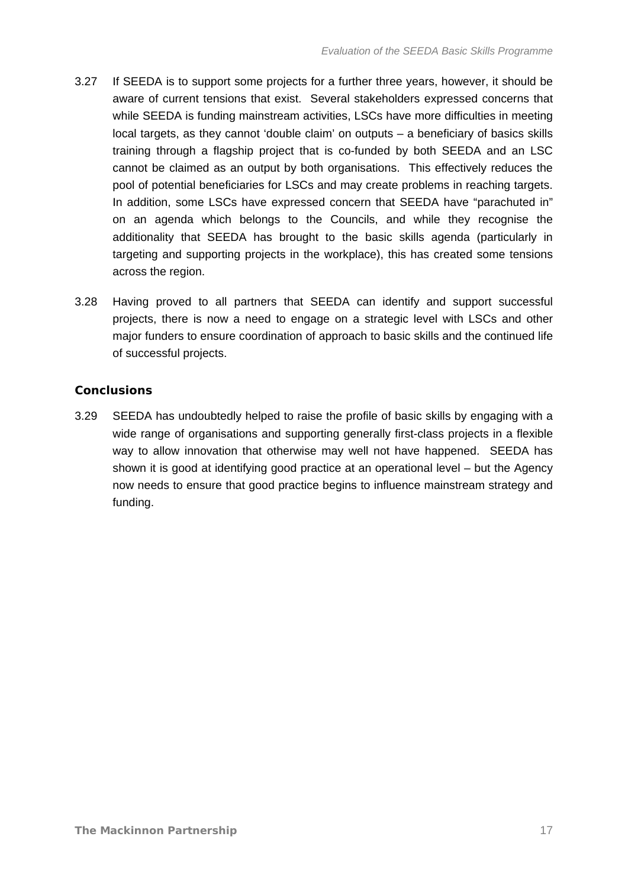3.27 If SEEDA is to support some projects for a further three years, however, it should be aware of current tensions that exist. Several stakeholders expressed concerns that while SEEDA is funding mainstream activities, LSCs have more difficulties in meeting local targets, as they cannot 'double claim' on outputs – a beneficiary of basics skills training through a flagship project that is co-funded by both SEEDA and an LSC cannot be claimed as an output by both organisations. This effectively reduces the pool of potential beneficiaries for LSCs and may create problems in reaching targets. In addition, some LSCs have expressed concern that SEEDA have "parachuted in" on an agenda which belongs to the Councils, and while they recognise the additionality that SEEDA has brought to the basic skills agenda (particularly in targeting and supporting projects in the workplace), this has created some tensions across the region.

3.28 Having proved to all partners that SEEDA can identify and support successful projects, there is now a need to engage on a strategic level with LSCs and other major funders to ensure coordination of approach to basic skills and the continued life of successful projects.

## Conclusions

3.29 SEEDA has undoubtedly helped to raise the profile of basic skills by engaging with a wide range of organisations and supporting generally first-class projects in a flexible way to allow innovation that otherwise may well not have happened. SEEDA has shown it is good at identifying good practice at an operational level – but the Agency now needs to ensure that good practice begins to influence mainstream strategy and funding.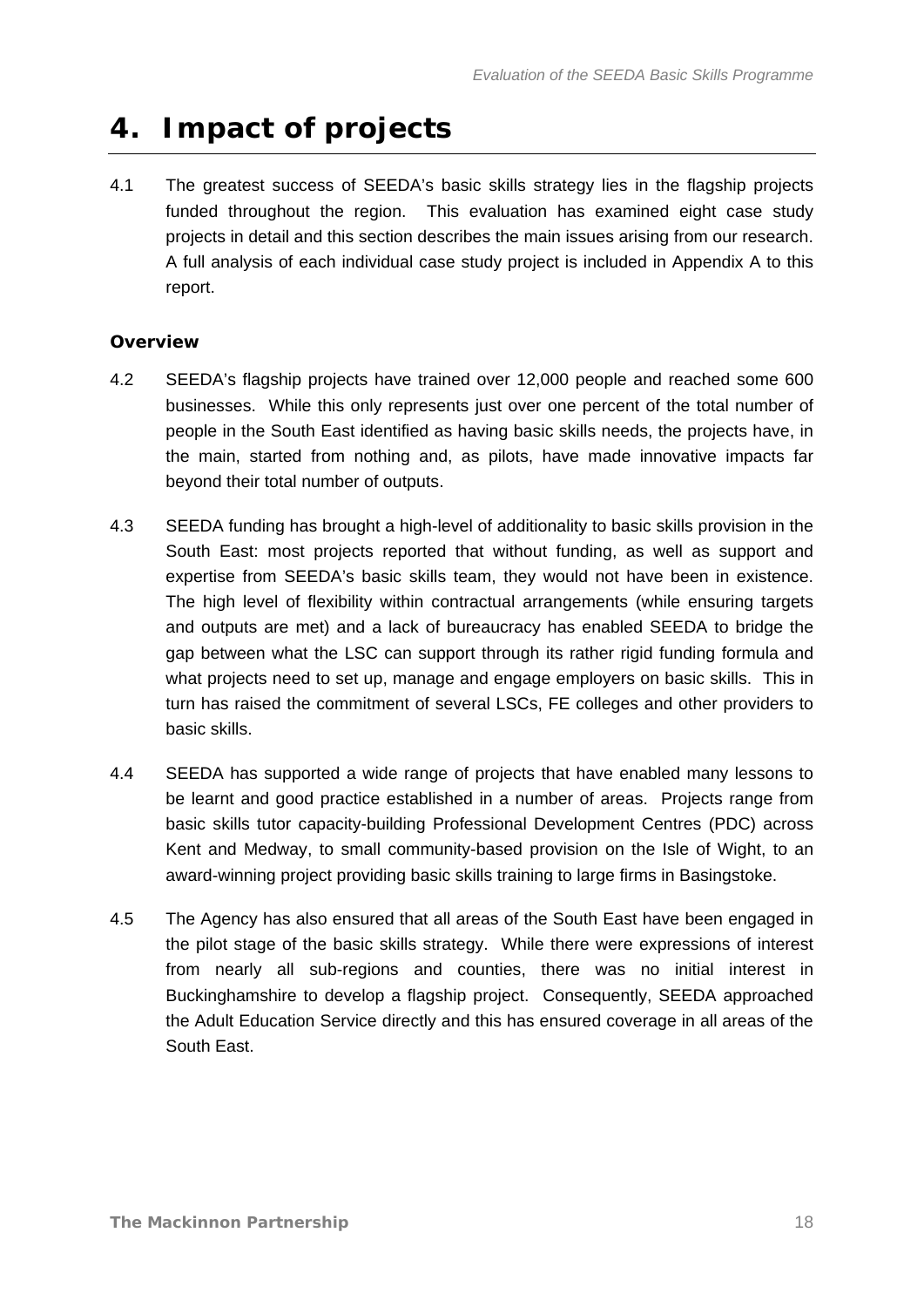# 4. Impact of projects

4.1 The greatest success of SEEDA's basic skills strategy lies in the flagship projects funded throughout the region. This evaluation has examined eight case study projects in detail and this section describes the main issues arising from our research. A full analysis of each individual case study project is included in Appendix A to this report.

### Overview

4.2 SEEDA's flagship projects have trained over 12,000 people and reached some 600 businesses. While this only represents just over one percent of the total number of people in the South East identified as having basic skills needs, the projects have, in the main, started from nothing and, as pilots, have made innovative impacts far beyond their total number of outputs.

4.3 SEEDA funding has brought a high-level of additionality to basic skills provision in the South East: most projects reported that without funding, as well as support and expertise from SEEDA's basic skills team, they would not have been in existence. The high level of flexibility within contractual arrangements (while ensuring targets and outputs are met) and a lack of bureaucracy has enabled SEEDA to bridge the gap between what the LSC can support through its rather rigid funding formula and what projects need to set up, manage and engage employers on basic skills. This in turn has raised the commitment of several LSCs, FE colleges and other providers to basic skills.

4.4 SEEDA has supported a wide range of projects that have enabled many lessons to be learnt and good practice established in a number of areas. Projects range from basic skills tutor capacity-building Professional Development Centres (PDC) across Kent and Medway, to small community-based provision on the Isle of Wight, to an award-winning project providing basic skills training to large firms in Basingstoke.

4.5 The Agency has also ensured that all areas of the South East have been engaged in the pilot stage of the basic skills strategy. While there were expressions of interest from nearly all sub-regions and counties, there was no initial interest in Buckinghamshire to develop a flagship project. Consequently, SEEDA approached the Adult Education Service directly and this has ensured coverage in all areas of the South East.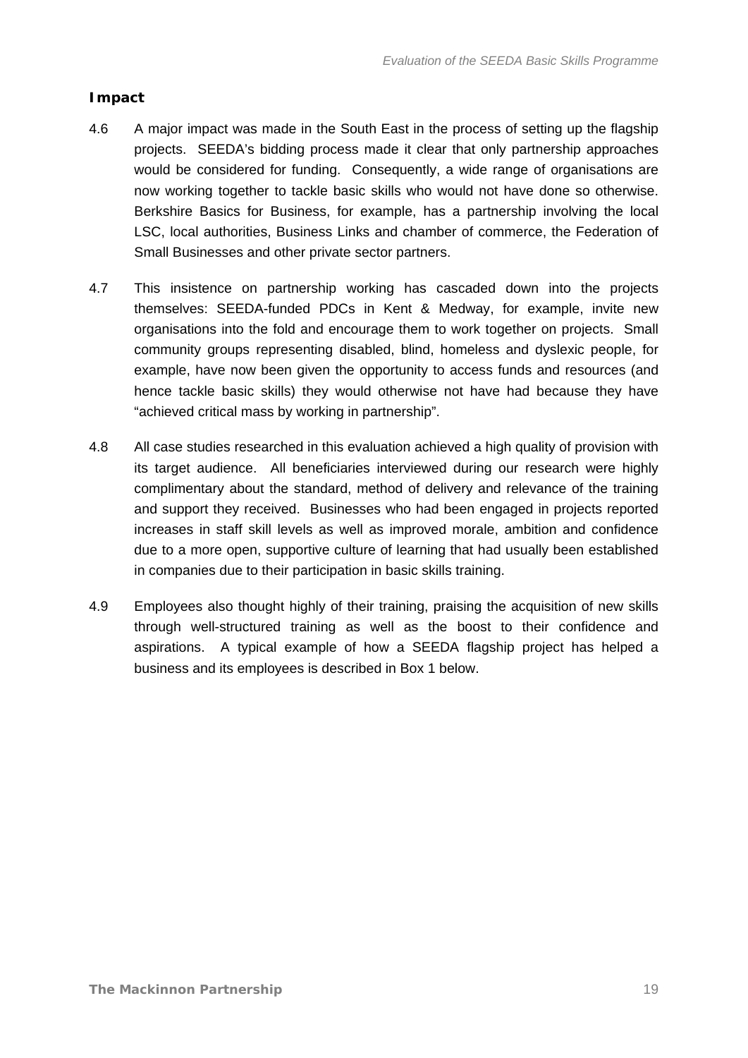**Impact**

4.6 A major impact was made in the South East in the process of setting up the flagship projects. SEEDA's bidding process made it clear that only partnership approaches would be considered for funding. Consequently, a wide range of organisations are now working together to tackle basic skills who would not have done so otherwise. Berkshire Basics for Business, for example, has a partnership involving the local LSC, local authorities, Business Links and chamber of commerce, the Federation of Small Businesses and other private sector partners.

4.7 This insistence on partnership working has cascaded down into the projects themselves: SEEDA-funded PDCs in Kent & Medway, for example, invite new organisations into the fold and encourage them to work together on projects. Small community groups representing disabled, blind, homeless and dyslexic people, for example, have now been given the opportunity to access funds and resources (and hence tackle basic skills) they would otherwise not have had because they have "achieved critical mass by working in partnership".

4.8 All case studies researched in this evaluation achieved a high quality of provision with its target audience. All beneficiaries interviewed during our research were highly complimentary about the standard, method of delivery and relevance of the training and support they received. Businesses who had been engaged in projects reported increases in staff skill levels as well as improved morale, ambition and confidence due to a more open, supportive culture of learning that had usually been established in companies due to their participation in basic skills training.

4.9 Employees also thought highly of their training, praising the acquisition of new skills through well-structured training as well as the boost to their confidence and aspirations. A typical example of how a SEEDA flagship project has helped a business and its employees is described in Box 1 below.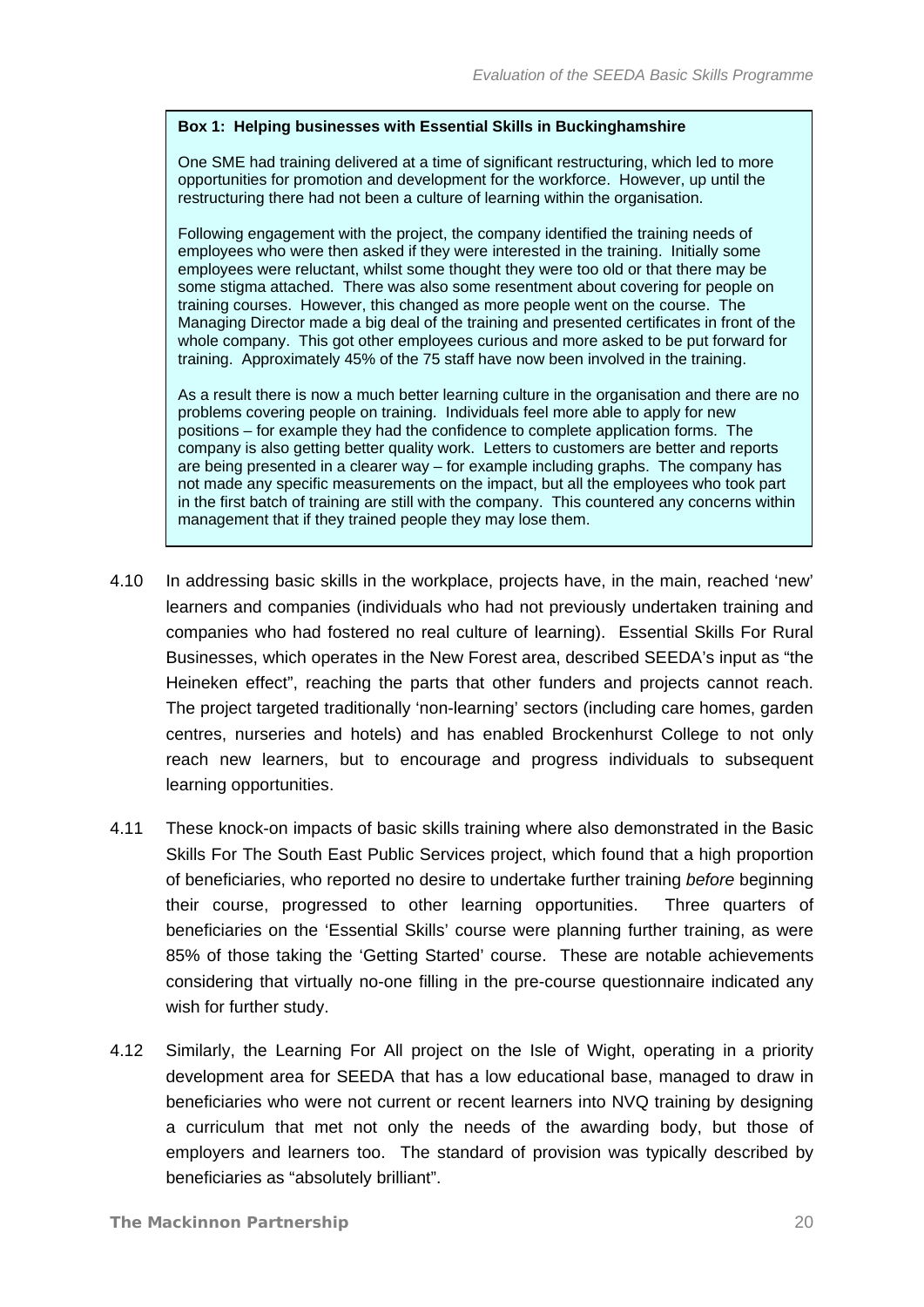**Box 1: Helping businesses with Essential Skills in Buckinghamshire**

One SME had training delivered at a time of significant restructuring, which led to more opportunities for promotion and development for the workforce. However, up until the restructuring there had not been a culture of learning within the organisation.

Following engagement with the project, the company identified the training needs of employees who were then asked if they were interested in the training. Initially some employees were reluctant, whilst some thought they were too old or that there may be some stigma attached. There was also some resentment about covering for people on training courses. However, this changed as more people went on the course. The Managing Director made a big deal of the training and presented certificates in front of the whole company. This got other employees curious and more asked to be put forward for training. Approximately 45% of the 75 staff have now been involved in the training.

As a result there is now a much better learning culture in the organisation and there are no problems covering people on training. Individuals feel more able to apply for new positions – for example they had the confidence to complete application forms. The company is also getting better quality work. Letters to customers are better and reports are being presented in a clearer way – for example including graphs. The company has not made any specific measurements on the impact, but all the employees who took part in the first batch of training are still with the company. This countered any concerns within management that if they trained people they may lose them.

4.10 In addressing basic skills in the workplace, projects have, in the main, reached 'new' learners and companies (individuals who had not previously undertaken training and companies who had fostered no real culture of learning). Essential Skills For Rural Businesses, which operates in the New Forest area, described SEEDA's input as "the Heineken effect", reaching the parts that other funders and projects cannot reach. The project targeted traditionally 'non-learning' sectors (including care homes, garden centres, nurseries and hotels) and has enabled Brockenhurst College to not only reach new learners, but to encourage and progress individuals to subsequent learning opportunities.

4.11 These knock-on impacts of basic skills training where also demonstrated in the Basic Skills For The South East Public Services project, which found that a high proportion of beneficiaries, who reported no desire to undertake further training *before* beginning their course, progressed to other learning opportunities. Three quarters of beneficiaries on the 'Essential Skills' course were planning further training, as were 85% of those taking the 'Getting Started' course. These are notable achievements considering that virtually no-one filling in the pre-course questionnaire indicated any wish for further study.

4.12 Similarly, the Learning For All project on the Isle of Wight, operating in a priority development area for SEEDA that has a low educational base, managed to draw in beneficiaries who were not current or recent learners into NVQ training by designing a curriculum that met not only the needs of the awarding body, but those of employers and learners too. The standard of provision was typically described by beneficiaries as "absolutely brilliant".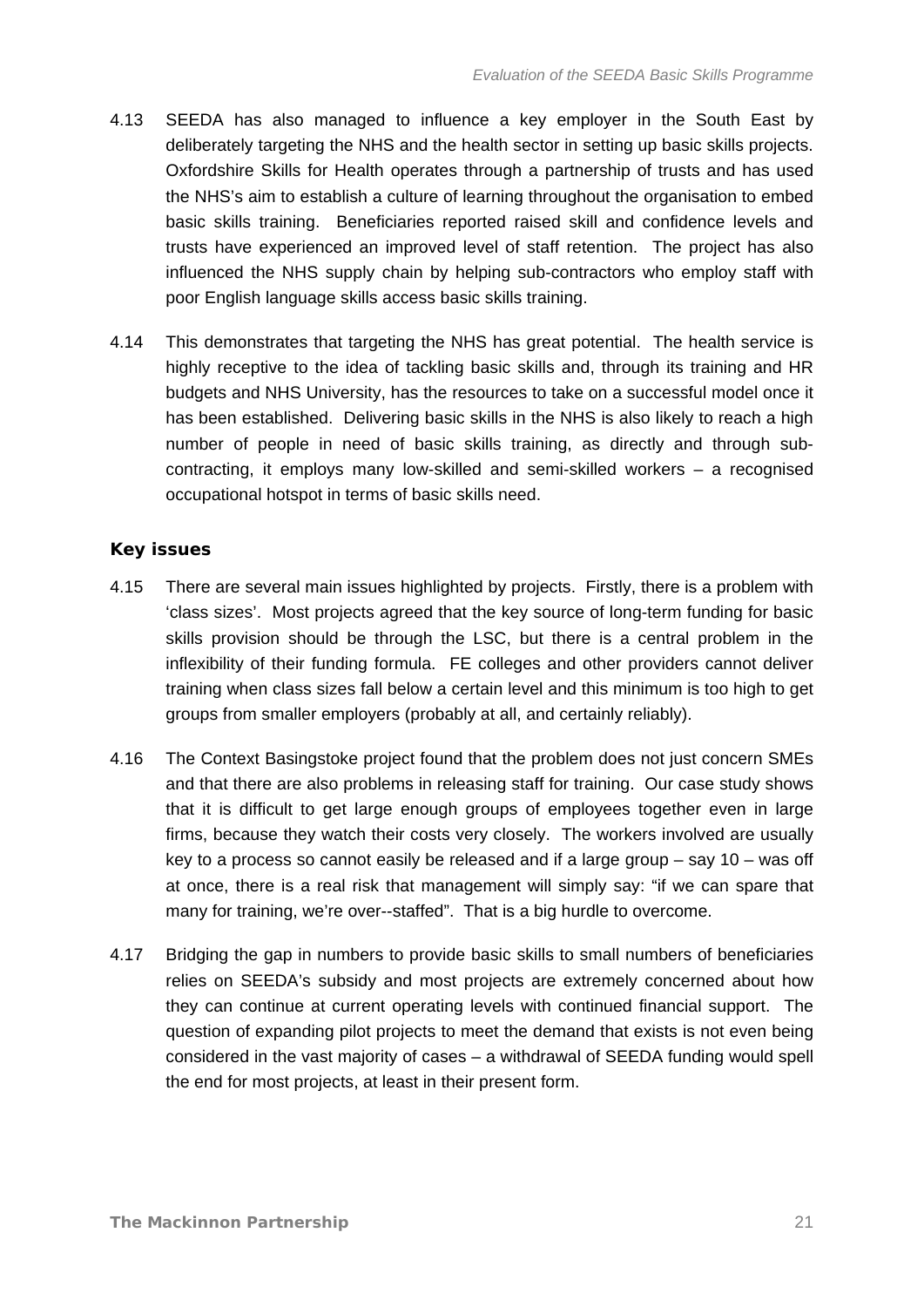4.13 SEEDA has also managed to influence a key employer in the South East by deliberately targeting the NHS and the health sector in setting up basic skills projects. Oxfordshire Skills for Health operates through a partnership of trusts and has used the NHS's aim to establish a culture of learning throughout the organisation to embed basic skills training. Beneficiaries reported raised skill and confidence levels and trusts have experienced an improved level of staff retention. The project has also influenced the NHS supply chain by helping sub-contractors who employ staff with poor English language skills access basic skills training.

4.14 This demonstrates that targeting the NHS has great potential. The health service is highly receptive to the idea of tackling basic skills and, through its training and HR budgets and NHS University, has the resources to take on a successful model once it has been established. Delivering basic skills in the NHS is also likely to reach a high number of people in need of basic skills training, as directly and through sub-contracting, it employs many low-skilled and semi-skilled workers – a recognised occupational hotspot in terms of basic skills need.

### Key issues

4.15 There are several main issues highlighted by projects. Firstly, there is a problem with 'class sizes'. Most projects agreed that the key source of long-term funding for basic skills provision should be through the LSC, but there is a central problem in the inflexibility of their funding formula. FE colleges and other providers cannot deliver training when class sizes fall below a certain level and this minimum is too high to get groups from smaller employers (probably at all, and certainly reliably).

4.16 The Context Basingstoke project found that the problem does not just concern SMEs and that there are also problems in releasing staff for training. Our case study shows that it is difficult to get large enough groups of employees together even in large firms, because they watch their costs very closely. The workers involved are usually key to a process so cannot easily be released and if a large group – say 10 – was off at once, there is a real risk that management will simply say: "if we can spare that many for training, we're over--staffed". That is a big hurdle to overcome.

4.17 Bridging the gap in numbers to provide basic skills to small numbers of beneficiaries relies on SEEDA's subsidy and most projects are extremely concerned about how they can continue at current operating levels with continued financial support. The question of expanding pilot projects to meet the demand that exists is not even being considered in the vast majority of cases – a withdrawal of SEEDA funding would spell the end for most projects, at least in their present form.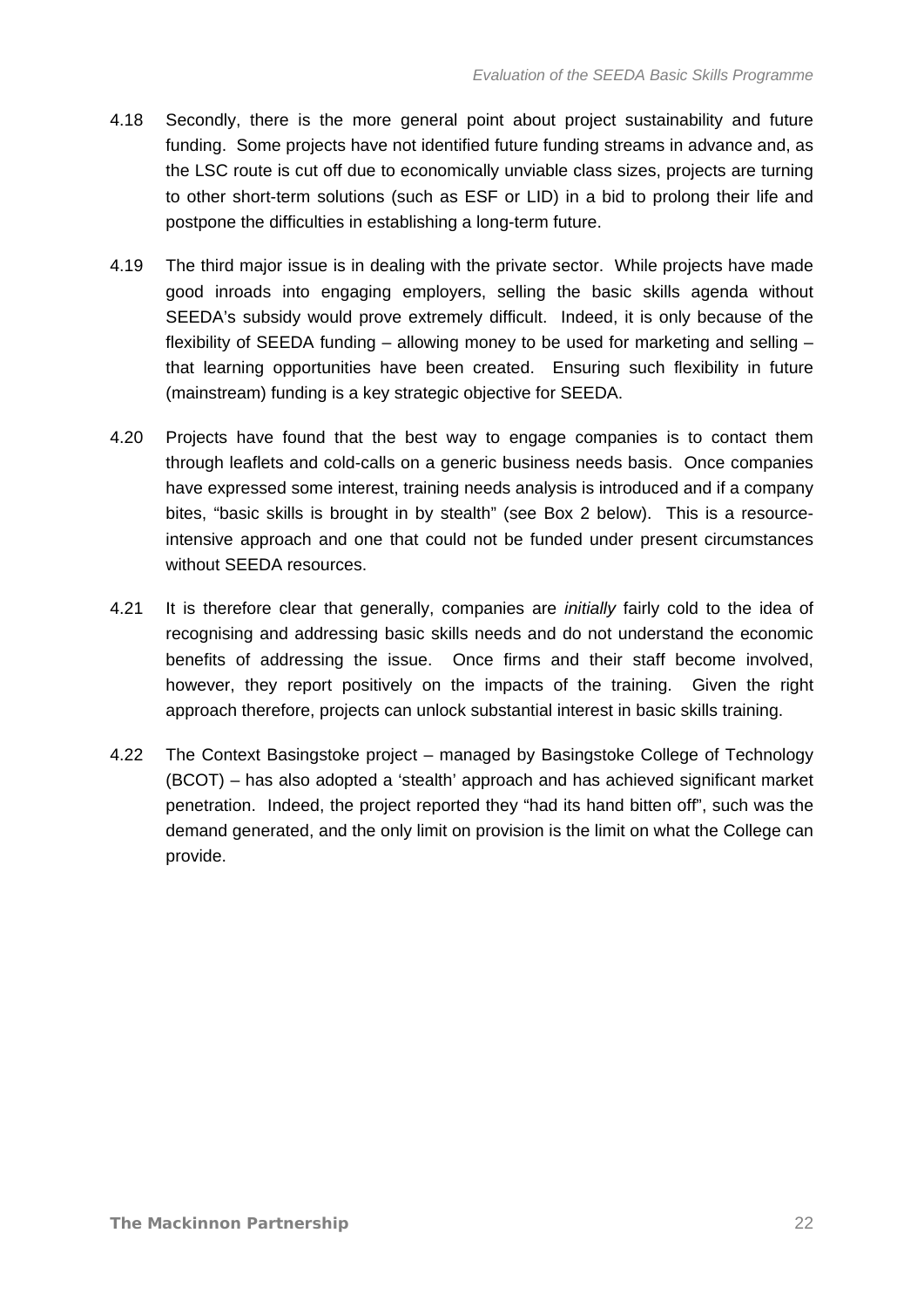4.18 Secondly, there is the more general point about project sustainability and future funding. Some projects have not identified future funding streams in advance and, as the LSC route is cut off due to economically unviable class sizes, projects are turning to other short-term solutions (such as ESF or LID) in a bid to prolong their life and postpone the difficulties in establishing a long-term future.

4.19 The third major issue is in dealing with the private sector. While projects have made good inroads into engaging employers, selling the basic skills agenda without SEEDA's subsidy would prove extremely difficult. Indeed, it is only because of the flexibility of SEEDA funding – allowing money to be used for marketing and selling – that learning opportunities have been created. Ensuring such flexibility in future (mainstream) funding is a key strategic objective for SEEDA.

4.20 Projects have found that the best way to engage companies is to contact them through leaflets and cold-calls on a generic business needs basis. Once companies have expressed some interest, training needs analysis is introduced and if a company bites, "basic skills is brought in by stealth" (see Box 2 below). This is a resource-intensive approach and one that could not be funded under present circumstances without SEEDA resources.

4.21 It is therefore clear that generally, companies are *initially* fairly cold to the idea of recognising and addressing basic skills needs and do not understand the economic benefits of addressing the issue. Once firms and their staff become involved, however, they report positively on the impacts of the training. Given the right approach therefore, projects can unlock substantial interest in basic skills training.

4.22 The Context Basingstoke project – managed by Basingstoke College of Technology (BCOT) – has also adopted a 'stealth' approach and has achieved significant market penetration. Indeed, the project reported they "had its hand bitten off", such was the demand generated, and the only limit on provision is the limit on what the College can provide.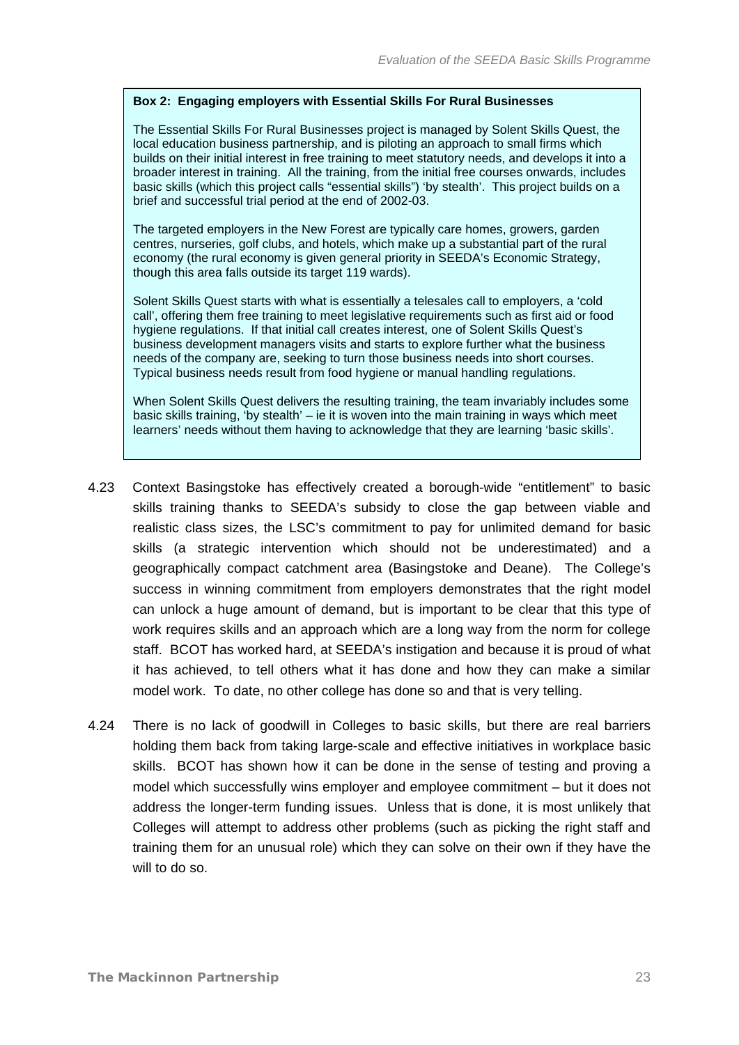**Box 2: Engaging employers with Essential Skills For Rural Businesses**

The Essential Skills For Rural Businesses project is managed by Solent Skills Quest, the local education business partnership, and is piloting an approach to small firms which builds on their initial interest in free training to meet statutory needs, and develops it into a broader interest in training. All the training, from the initial free courses onwards, includes basic skills (which this project calls "essential skills") 'by stealth'. This project builds on a brief and successful trial period at the end of 2002-03.

The targeted employers in the New Forest are typically care homes, growers, garden centres, nurseries, golf clubs, and hotels, which make up a substantial part of the rural economy (the rural economy is given general priority in SEEDA's Economic Strategy, though this area falls outside its target 119 wards).

Solent Skills Quest starts with what is essentially a telesales call to employers, a 'cold call', offering them free training to meet legislative requirements such as first aid or food hygiene regulations. If that initial call creates interest, one of Solent Skills Quest's business development managers visits and starts to explore further what the business needs of the company are, seeking to turn those business needs into short courses. Typical business needs result from food hygiene or manual handling regulations.

When Solent Skills Quest delivers the resulting training, the team invariably includes some basic skills training, 'by stealth' – ie it is woven into the main training in ways which meet learners' needs without them having to acknowledge that they are learning 'basic skills'.

4.23 Context Basingstoke has effectively created a borough-wide "entitlement" to basic skills training thanks to SEEDA's subsidy to close the gap between viable and realistic class sizes, the LSC's commitment to pay for unlimited demand for basic skills (a strategic intervention which should not be underestimated) and a geographically compact catchment area (Basingstoke and Deane). The College's success in winning commitment from employers demonstrates that the right model can unlock a huge amount of demand, but is important to be clear that this type of work requires skills and an approach which are a long way from the norm for college staff. BCOT has worked hard, at SEEDA's instigation and because it is proud of what it has achieved, to tell others what it has done and how they can make a similar model work. To date, no other college has done so and that is very telling.

4.24 There is no lack of goodwill in Colleges to basic skills, but there are real barriers holding them back from taking large-scale and effective initiatives in workplace basic skills. BCOT has shown how it can be done in the sense of testing and proving a model which successfully wins employer and employee commitment – but it does not address the longer-term funding issues. Unless that is done, it is most unlikely that Colleges will attempt to address other problems (such as picking the right staff and training them for an unusual role) which they can solve on their own if they have the will to do so.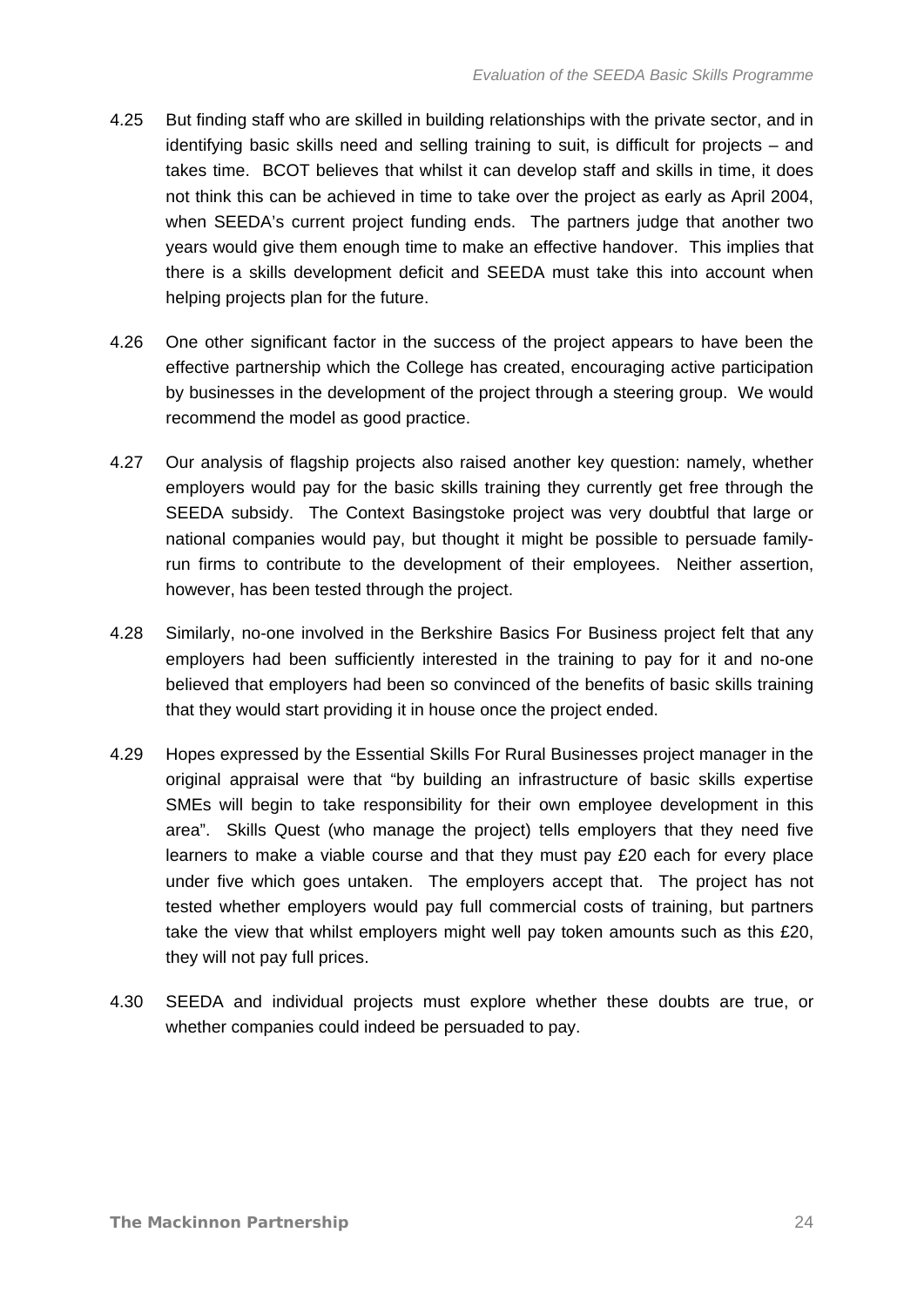4.25 But finding staff who are skilled in building relationships with the private sector, and in identifying basic skills need and selling training to suit, is difficult for projects – and takes time. BCOT believes that whilst it can develop staff and skills in time, it does not think this can be achieved in time to take over the project as early as April 2004, when SEEDA's current project funding ends. The partners judge that another two years would give them enough time to make an effective handover. This implies that there is a skills development deficit and SEEDA must take this into account when helping projects plan for the future.

4.26 One other significant factor in the success of the project appears to have been the effective partnership which the College has created, encouraging active participation by businesses in the development of the project through a steering group. We would recommend the model as good practice.

4.27 Our analysis of flagship projects also raised another key question: namely, whether employers would pay for the basic skills training they currently get free through the SEEDA subsidy. The Context Basingstoke project was very doubtful that large or national companies would pay, but thought it might be possible to persuade family-run firms to contribute to the development of their employees. Neither assertion, however, has been tested through the project.

4.28 Similarly, no-one involved in the Berkshire Basics For Business project felt that any employers had been sufficiently interested in the training to pay for it and no-one believed that employers had been so convinced of the benefits of basic skills training that they would start providing it in house once the project ended.

4.29 Hopes expressed by the Essential Skills For Rural Businesses project manager in the original appraisal were that "by building an infrastructure of basic skills expertise SMEs will begin to take responsibility for their own employee development in this area". Skills Quest (who manage the project) tells employers that they need five learners to make a viable course and that they must pay £20 each for every place under five which goes untaken. The employers accept that. The project has not tested whether employers would pay full commercial costs of training, but partners take the view that whilst employers might well pay token amounts such as this £20, they will not pay full prices.

4.30 SEEDA and individual projects must explore whether these doubts are true, or whether companies could indeed be persuaded to pay.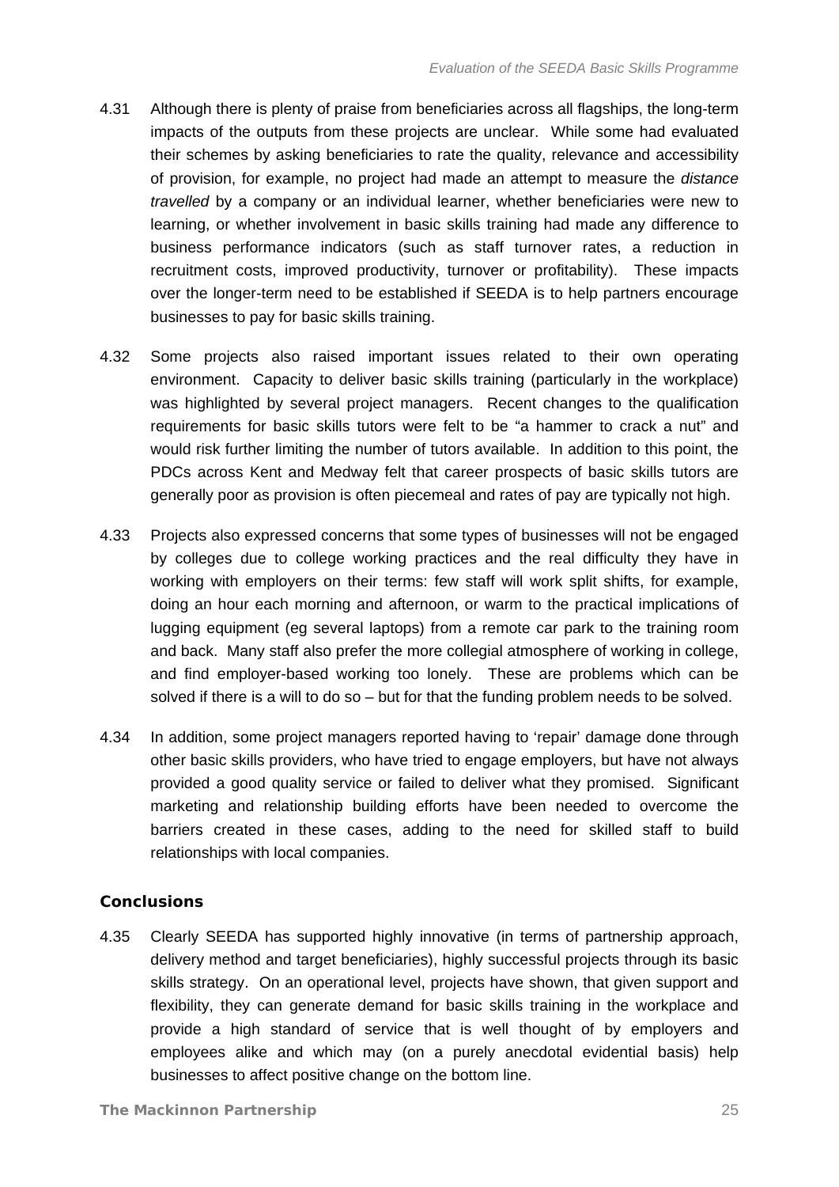4.31 Although there is plenty of praise from beneficiaries across all flagships, the long-term impacts of the outputs from these projects are unclear. While some had evaluated their schemes by asking beneficiaries to rate the quality, relevance and accessibility of provision, for example, no project had made an attempt to measure the *distance travelled* by a company or an individual learner, whether beneficiaries were new to learning, or whether involvement in basic skills training had made any difference to business performance indicators (such as staff turnover rates, a reduction in recruitment costs, improved productivity, turnover or profitability). These impacts over the longer-term need to be established if SEEDA is to help partners encourage businesses to pay for basic skills training.

4.32 Some projects also raised important issues related to their own operating environment. Capacity to deliver basic skills training (particularly in the workplace) was highlighted by several project managers. Recent changes to the qualification requirements for basic skills tutors were felt to be “a hammer to crack a nut” and would risk further limiting the number of tutors available. In addition to this point, the PDCs across Kent and Medway felt that career prospects of basic skills tutors are generally poor as provision is often piecemeal and rates of pay are typically not high.

4.33 Projects also expressed concerns that some types of businesses will not be engaged by colleges due to college working practices and the real difficulty they have in working with employers on their terms: few staff will work split shifts, for example, doing an hour each morning and afternoon, or warm to the practical implications of lugging equipment (eg several laptops) from a remote car park to the training room and back. Many staff also prefer the more collegial atmosphere of working in college, and find employer-based working too lonely. These are problems which can be solved if there is a will to do so – but for that the funding problem needs to be solved.

4.34 In addition, some project managers reported having to ‘repair’ damage done through other basic skills providers, who have tried to engage employers, but have not always provided a good quality service or failed to deliver what they promised. Significant marketing and relationship building efforts have been needed to overcome the barriers created in these cases, adding to the need for skilled staff to build relationships with local companies.

## Conclusions

4.35 Clearly SEEDA has supported highly innovative (in terms of partnership approach, delivery method and target beneficiaries), highly successful projects through its basic skills strategy. On an operational level, projects have shown, that given support and flexibility, they can generate demand for basic skills training in the workplace and provide a high standard of service that is well thought of by employers and employees alike and which may (on a purely anecdotal evidential basis) help businesses to affect positive change on the bottom line.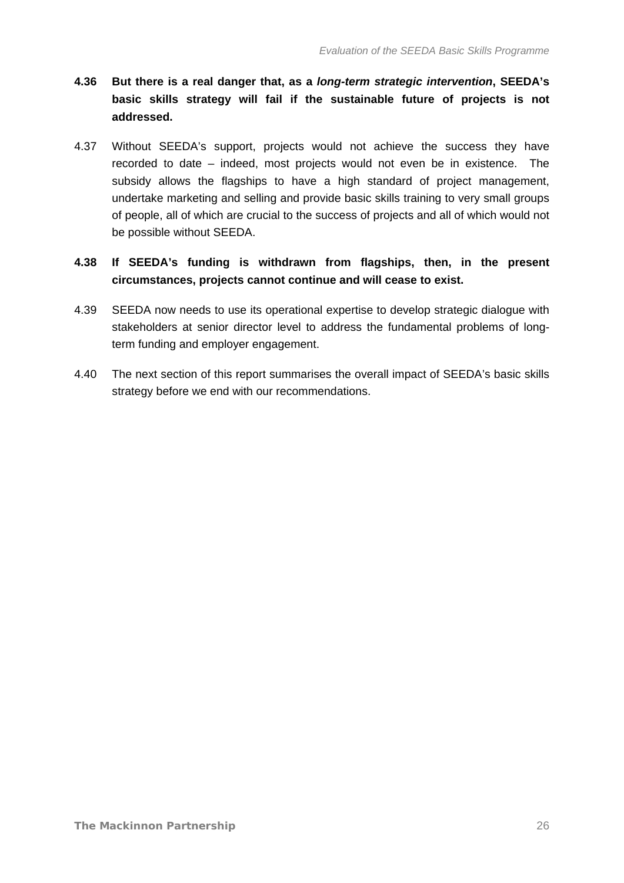**4.36 But there is a real danger that, as a *long-term strategic intervention*, SEEDA's basic skills strategy will fail if the sustainable future of projects is not addressed.**

4.37 Without SEEDA's support, projects would not achieve the success they have recorded to date – indeed, most projects would not even be in existence. The subsidy allows the flagships to have a high standard of project management, undertake marketing and selling and provide basic skills training to very small groups of people, all of which are crucial to the success of projects and all of which would not be possible without SEEDA.

**4.38 If SEEDA's funding is withdrawn from flagships, then, in the present circumstances, projects cannot continue and will cease to exist.**

4.39 SEEDA now needs to use its operational expertise to develop strategic dialogue with stakeholders at senior director level to address the fundamental problems of long-term funding and employer engagement.

4.40 The next section of this report summarises the overall impact of SEEDA's basic skills strategy before we end with our recommendations.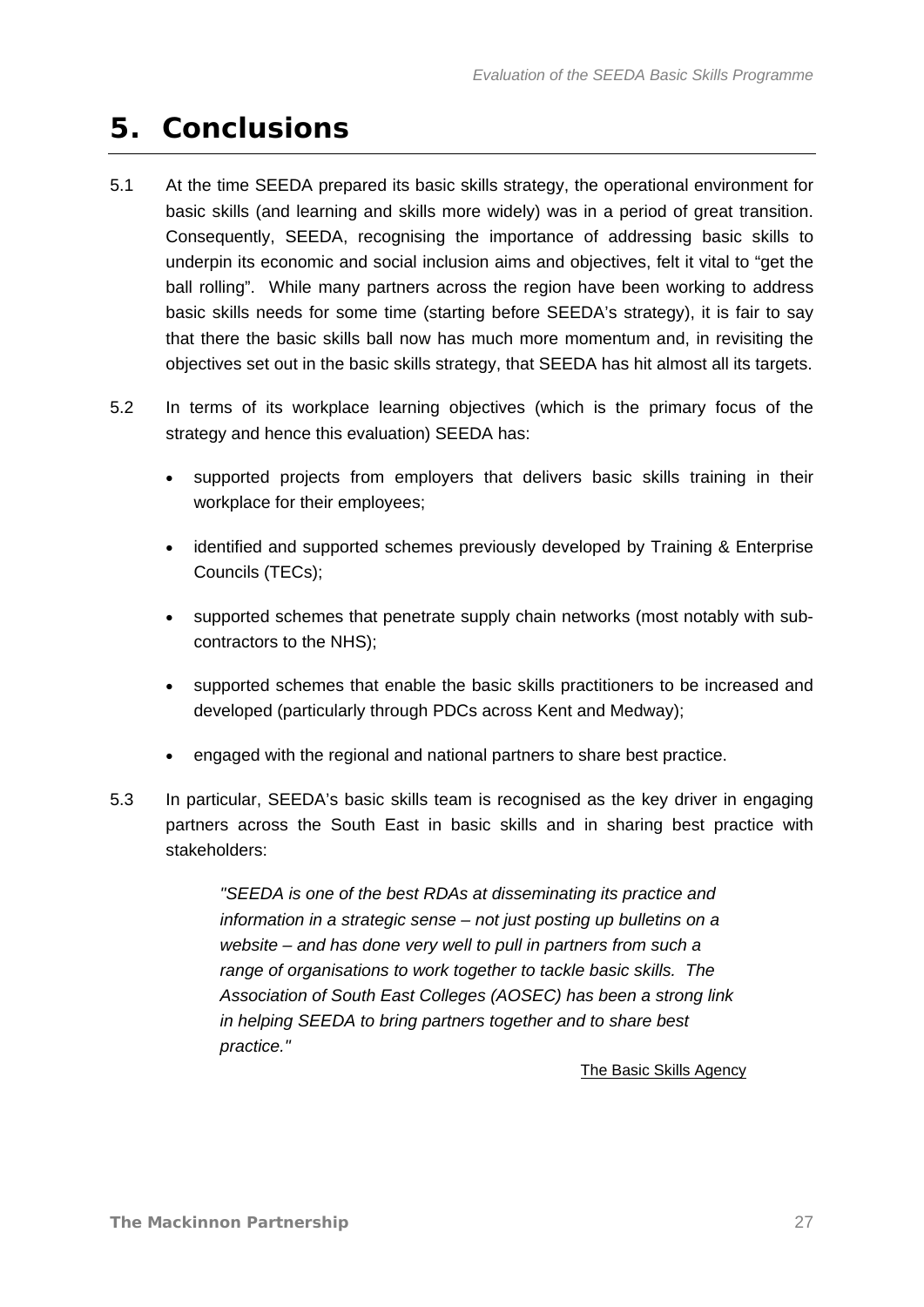# 5. Conclusions

5.1 At the time SEEDA prepared its basic skills strategy, the operational environment for basic skills (and learning and skills more widely) was in a period of great transition. Consequently, SEEDA, recognising the importance of addressing basic skills to underpin its economic and social inclusion aims and objectives, felt it vital to "get the ball rolling". While many partners across the region have been working to address basic skills needs for some time (starting before SEEDA's strategy), it is fair to say that there the basic skills ball now has much more momentum and, in revisiting the objectives set out in the basic skills strategy, that SEEDA has hit almost all its targets.

5.2 In terms of its workplace learning objectives (which is the primary focus of the strategy and hence this evaluation) SEEDA has:

- supported projects from employers that delivers basic skills training in their workplace for their employees;
- identified and supported schemes previously developed by Training & Enterprise Councils (TECs);
- supported schemes that penetrate supply chain networks (most notably with sub-contractors to the NHS);
- supported schemes that enable the basic skills practitioners to be increased and developed (particularly through PDCs across Kent and Medway);
- engaged with the regional and national partners to share best practice.

5.3 In particular, SEEDA's basic skills team is recognised as the key driver in engaging partners across the South East in basic skills and in sharing best practice with stakeholders:

> *"SEEDA is one of the best RDAs at disseminating its practice and information in a strategic sense – not just posting up bulletins on a website – and has done very well to pull in partners from such a range of organisations to work together to tackle basic skills. The Association of South East Colleges (AOSEC) has been a strong link in helping SEEDA to bring partners together and to share best practice."*
>
> The Basic Skills Agency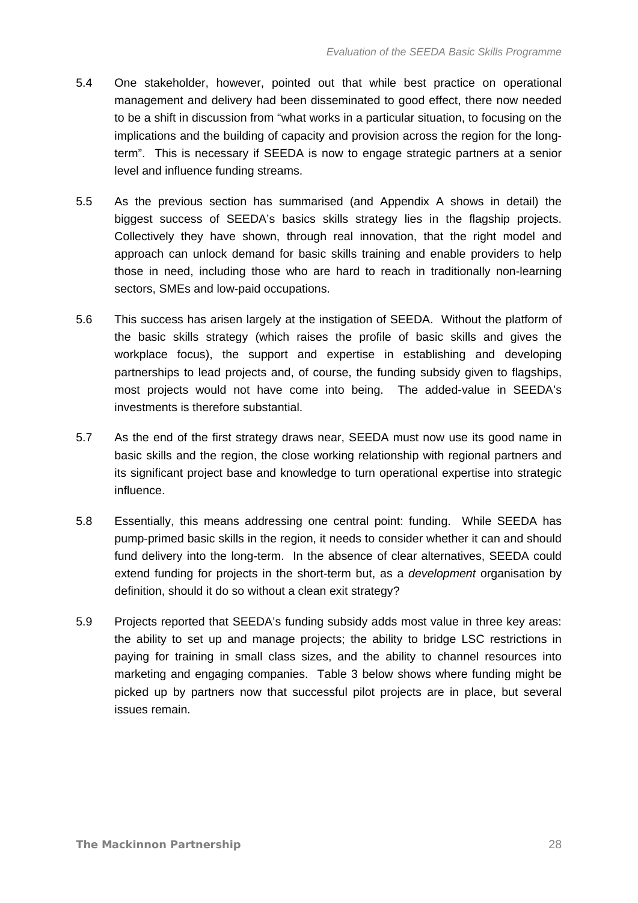5.4 One stakeholder, however, pointed out that while best practice on operational management and delivery had been disseminated to good effect, there now needed to be a shift in discussion from "what works in a particular situation, to focusing on the implications and the building of capacity and provision across the region for the long-term". This is necessary if SEEDA is now to engage strategic partners at a senior level and influence funding streams.

5.5 As the previous section has summarised (and Appendix A shows in detail) the biggest success of SEEDA's basics skills strategy lies in the flagship projects. Collectively they have shown, through real innovation, that the right model and approach can unlock demand for basic skills training and enable providers to help those in need, including those who are hard to reach in traditionally non-learning sectors, SMEs and low-paid occupations.

5.6 This success has arisen largely at the instigation of SEEDA. Without the platform of the basic skills strategy (which raises the profile of basic skills and gives the workplace focus), the support and expertise in establishing and developing partnerships to lead projects and, of course, the funding subsidy given to flagships, most projects would not have come into being. The added-value in SEEDA's investments is therefore substantial.

5.7 As the end of the first strategy draws near, SEEDA must now use its good name in basic skills and the region, the close working relationship with regional partners and its significant project base and knowledge to turn operational expertise into strategic influence.

5.8 Essentially, this means addressing one central point: funding. While SEEDA has pump-primed basic skills in the region, it needs to consider whether it can and should fund delivery into the long-term. In the absence of clear alternatives, SEEDA could extend funding for projects in the short-term but, as a *development* organisation by definition, should it do so without a clean exit strategy?

5.9 Projects reported that SEEDA's funding subsidy adds most value in three key areas: the ability to set up and manage projects; the ability to bridge LSC restrictions in paying for training in small class sizes, and the ability to channel resources into marketing and engaging companies. Table 3 below shows where funding might be picked up by partners now that successful pilot projects are in place, but several issues remain.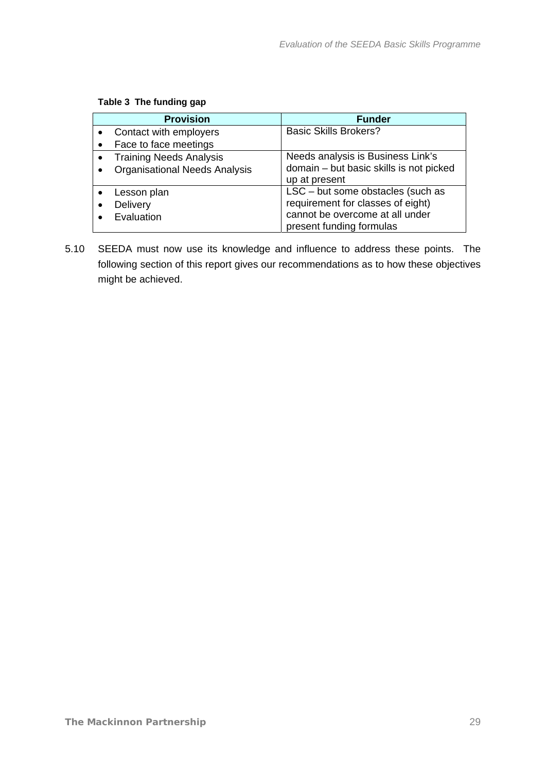**Table 3 The funding gap**

| Provision | Funder |
|---|---|
| • Contact with employers<br>• Face to face meetings | Basic Skills Brokers? |
| • Training Needs Analysis<br>• Organisational Needs Analysis | Needs analysis is Business Link's domain – but basic skills is not picked up at present |
| • Lesson plan<br>• Delivery<br>• Evaluation | LSC – but some obstacles (such as requirement for classes of eight) cannot be overcome at all under present funding formulas |

5.10 SEEDA must now use its knowledge and influence to address these points. The following section of this report gives our recommendations as to how these objectives might be achieved.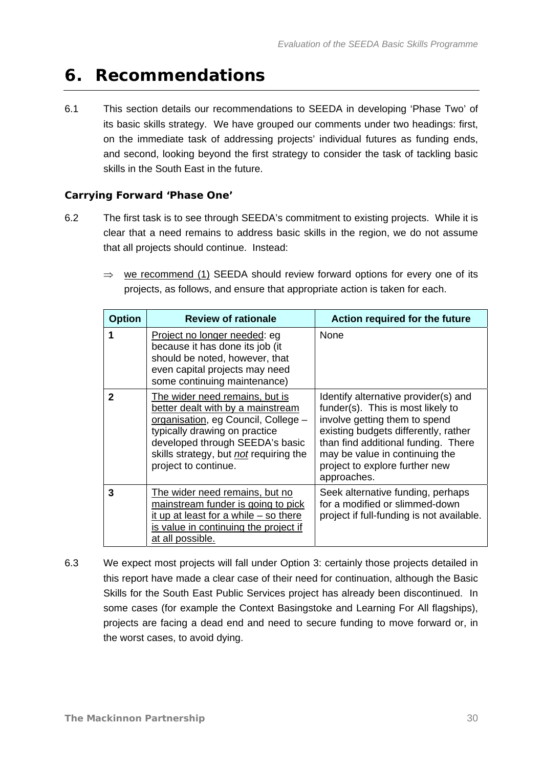# 6. Recommendations

6.1 This section details our recommendations to SEEDA in developing 'Phase Two' of its basic skills strategy. We have grouped our comments under two headings: first, on the immediate task of addressing projects' individual futures as funding ends, and second, looking beyond the first strategy to consider the task of tackling basic skills in the South East in the future.

### Carrying Forward 'Phase One'

6.2 The first task is to see through SEEDA's commitment to existing projects. While it is clear that a need remains to address basic skills in the region, we do not assume that all projects should continue. Instead:

⇒ <u>we recommend (1)</u> SEEDA should review forward options for every one of its projects, as follows, and ensure that appropriate action is taken for each.

| Option | Review of rationale | Action required for the future |
|---|---|---|
| 1 | <u>Project no longer needed</u>: eg because it has done its job (it should be noted, however, that even capital projects may need some continuing maintenance) | None |
| 2 | <u>The wider need remains, but is better dealt with by a mainstream organisation</u>, eg Council, College – typically drawing on practice developed through SEEDA's basic skills strategy, but ***not*** requiring the project to continue. | Identify alternative provider(s) and funder(s). This is most likely to involve getting them to spend existing budgets differently, rather than find additional funding. There may be value in continuing the project to explore further new approaches. |
| 3 | <u>The wider need remains, but no mainstream funder is going to pick it up at least for a while – so there is value in continuing the project if at all possible.</u> | Seek alternative funding, perhaps for a modified or slimmed-down project if full-funding is not available. |

6.3 We expect most projects will fall under Option 3: certainly those projects detailed in this report have made a clear case of their need for continuation, although the Basic Skills for the South East Public Services project has already been discontinued. In some cases (for example the Context Basingstoke and Learning For All flagships), projects are facing a dead end and need to secure funding to move forward or, in the worst cases, to avoid dying.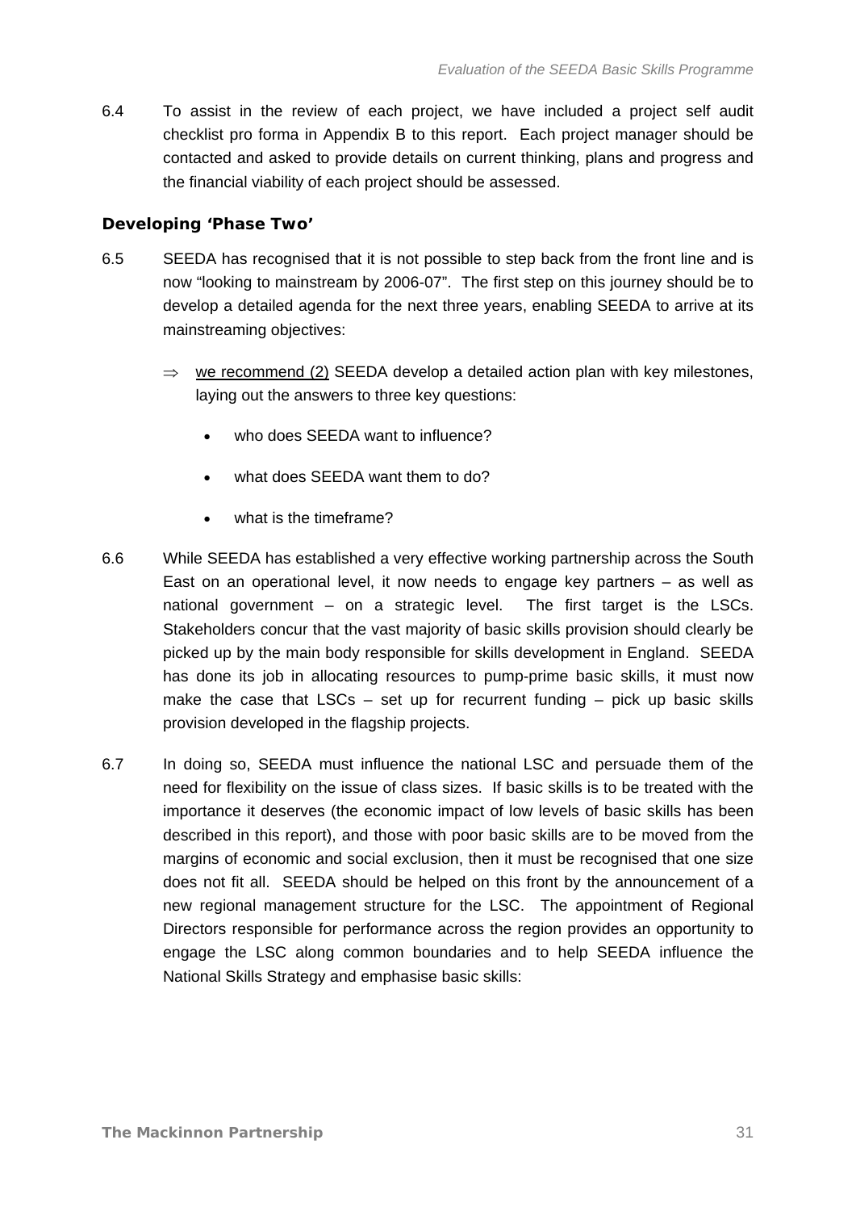6.4 To assist in the review of each project, we have included a project self audit checklist pro forma in Appendix B to this report. Each project manager should be contacted and asked to provide details on current thinking, plans and progress and the financial viability of each project should be assessed.

### Developing 'Phase Two'

6.5 SEEDA has recognised that it is not possible to step back from the front line and is now "looking to mainstream by 2006-07". The first step on this journey should be to develop a detailed agenda for the next three years, enabling SEEDA to arrive at its mainstreaming objectives:

⇒ <u>we recommend (2)</u> SEEDA develop a detailed action plan with key milestones, laying out the answers to three key questions:

- who does SEEDA want to influence?
- what does SEEDA want them to do?
- what is the timeframe?

6.6 While SEEDA has established a very effective working partnership across the South East on an operational level, it now needs to engage key partners – as well as national government – on a strategic level. The first target is the LSCs. Stakeholders concur that the vast majority of basic skills provision should clearly be picked up by the main body responsible for skills development in England. SEEDA has done its job in allocating resources to pump-prime basic skills, it must now make the case that LSCs – set up for recurrent funding – pick up basic skills provision developed in the flagship projects.

6.7 In doing so, SEEDA must influence the national LSC and persuade them of the need for flexibility on the issue of class sizes. If basic skills is to be treated with the importance it deserves (the economic impact of low levels of basic skills has been described in this report), and those with poor basic skills are to be moved from the margins of economic and social exclusion, then it must be recognised that one size does not fit all. SEEDA should be helped on this front by the announcement of a new regional management structure for the LSC. The appointment of Regional Directors responsible for performance across the region provides an opportunity to engage the LSC along common boundaries and to help SEEDA influence the National Skills Strategy and emphasise basic skills: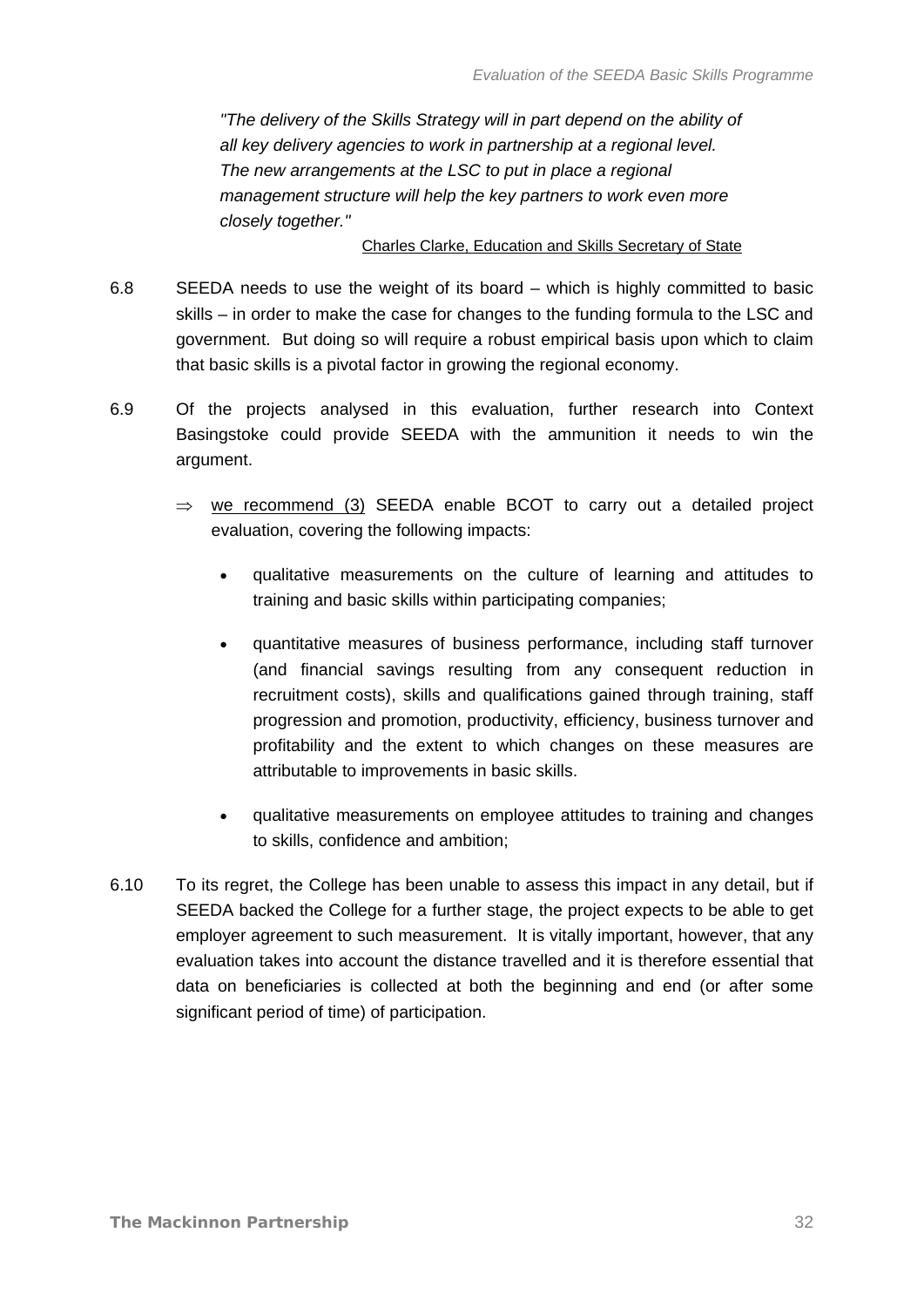> *"The delivery of the Skills Strategy will in part depend on the ability of all key delivery agencies to work in partnership at a regional level. The new arrangements at the LSC to put in place a regional management structure will help the key partners to work even more closely together."*
>
> Charles Clarke, Education and Skills Secretary of State

6.8 SEEDA needs to use the weight of its board – which is highly committed to basic skills – in order to make the case for changes to the funding formula to the LSC and government. But doing so will require a robust empirical basis upon which to claim that basic skills is a pivotal factor in growing the regional economy.

6.9 Of the projects analysed in this evaluation, further research into Context Basingstoke could provide SEEDA with the ammunition it needs to win the argument.

⇒ we recommend (3) SEEDA enable BCOT to carry out a detailed project evaluation, covering the following impacts:

- qualitative measurements on the culture of learning and attitudes to training and basic skills within participating companies;
- quantitative measures of business performance, including staff turnover (and financial savings resulting from any consequent reduction in recruitment costs), skills and qualifications gained through training, staff progression and promotion, productivity, efficiency, business turnover and profitability and the extent to which changes on these measures are attributable to improvements in basic skills.
- qualitative measurements on employee attitudes to training and changes to skills, confidence and ambition;

6.10 To its regret, the College has been unable to assess this impact in any detail, but if SEEDA backed the College for a further stage, the project expects to be able to get employer agreement to such measurement. It is vitally important, however, that any evaluation takes into account the distance travelled and it is therefore essential that data on beneficiaries is collected at both the beginning and end (or after some significant period of time) of participation.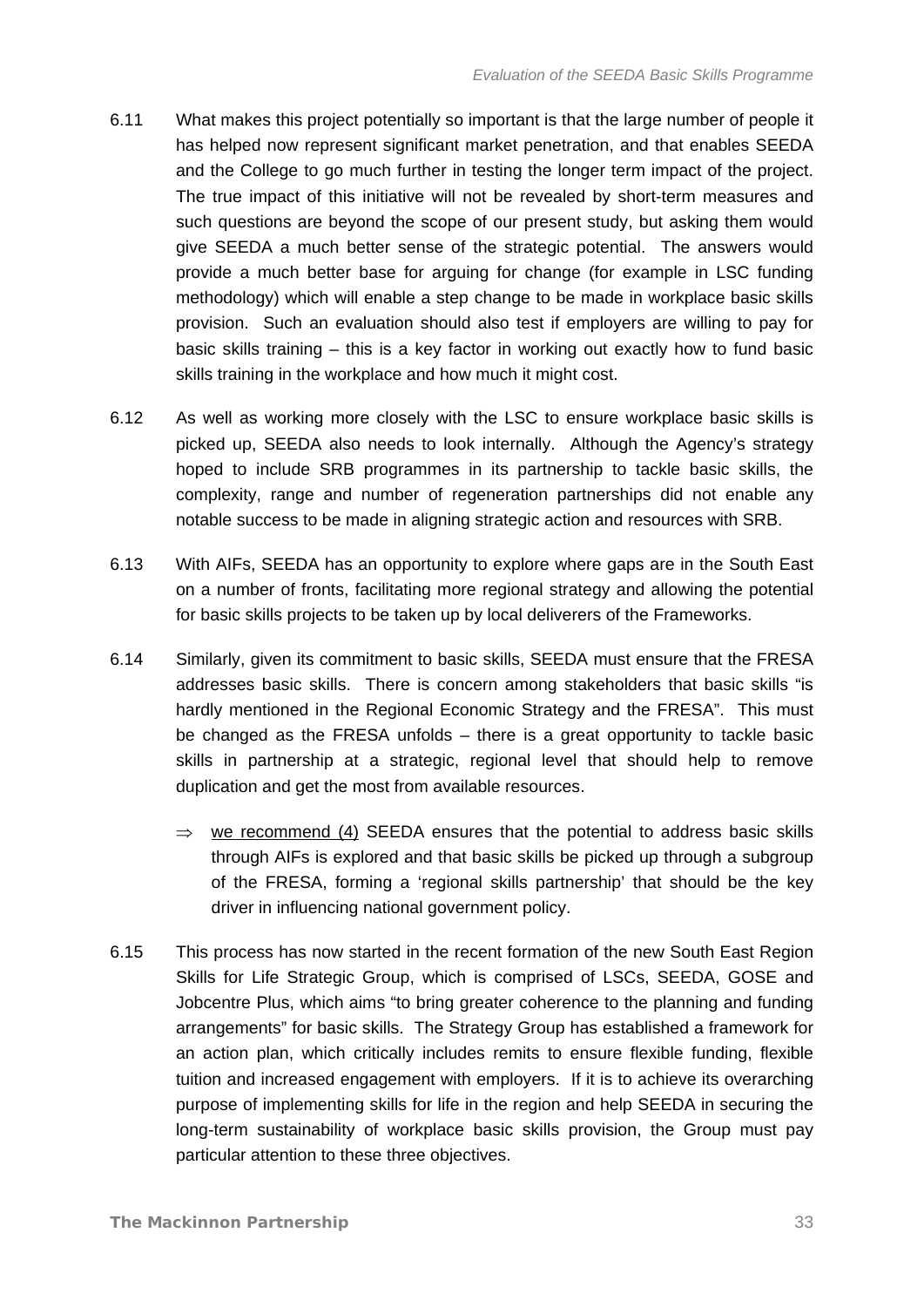6.11 What makes this project potentially so important is that the large number of people it has helped now represent significant market penetration, and that enables SEEDA and the College to go much further in testing the longer term impact of the project. The true impact of this initiative will not be revealed by short-term measures and such questions are beyond the scope of our present study, but asking them would give SEEDA a much better sense of the strategic potential. The answers would provide a much better base for arguing for change (for example in LSC funding methodology) which will enable a step change to be made in workplace basic skills provision. Such an evaluation should also test if employers are willing to pay for basic skills training – this is a key factor in working out exactly how to fund basic skills training in the workplace and how much it might cost.

6.12 As well as working more closely with the LSC to ensure workplace basic skills is picked up, SEEDA also needs to look internally. Although the Agency's strategy hoped to include SRB programmes in its partnership to tackle basic skills, the complexity, range and number of regeneration partnerships did not enable any notable success to be made in aligning strategic action and resources with SRB.

6.13 With AIFs, SEEDA has an opportunity to explore where gaps are in the South East on a number of fronts, facilitating more regional strategy and allowing the potential for basic skills projects to be taken up by local deliverers of the Frameworks.

6.14 Similarly, given its commitment to basic skills, SEEDA must ensure that the FRESA addresses basic skills. There is concern among stakeholders that basic skills "is hardly mentioned in the Regional Economic Strategy and the FRESA". This must be changed as the FRESA unfolds – there is a great opportunity to tackle basic skills in partnership at a strategic, regional level that should help to remove duplication and get the most from available resources.

- ⇒ <u>we recommend (4)</u> SEEDA ensures that the potential to address basic skills through AIFs is explored and that basic skills be picked up through a subgroup of the FRESA, forming a 'regional skills partnership' that should be the key driver in influencing national government policy.

6.15 This process has now started in the recent formation of the new South East Region Skills for Life Strategic Group, which is comprised of LSCs, SEEDA, GOSE and Jobcentre Plus, which aims "to bring greater coherence to the planning and funding arrangements" for basic skills. The Strategy Group has established a framework for an action plan, which critically includes remits to ensure flexible funding, flexible tuition and increased engagement with employers. If it is to achieve its overarching purpose of implementing skills for life in the region and help SEEDA in securing the long-term sustainability of workplace basic skills provision, the Group must pay particular attention to these three objectives.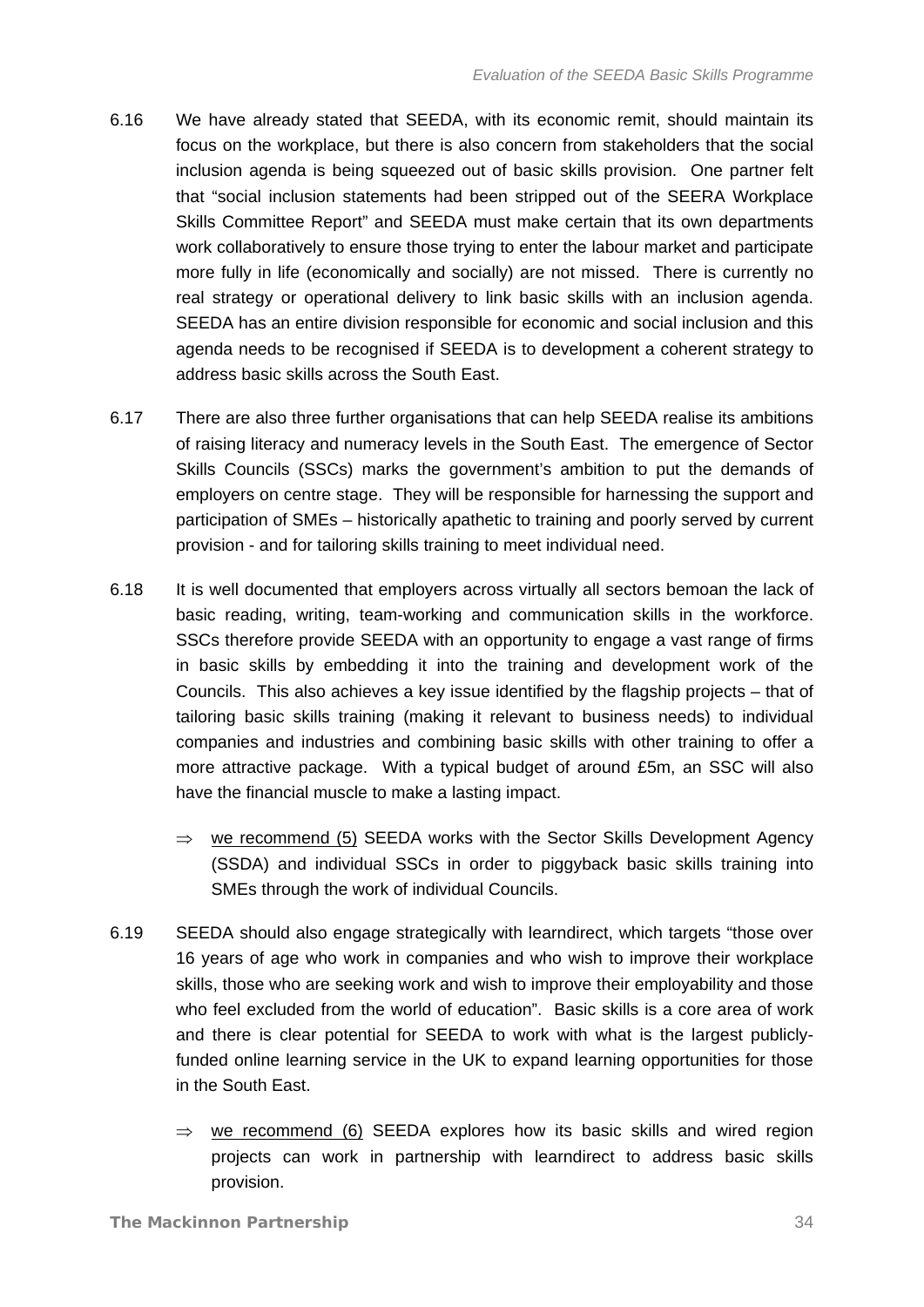6.16 We have already stated that SEEDA, with its economic remit, should maintain its focus on the workplace, but there is also concern from stakeholders that the social inclusion agenda is being squeezed out of basic skills provision. One partner felt that "social inclusion statements had been stripped out of the SEERA Workplace Skills Committee Report" and SEEDA must make certain that its own departments work collaboratively to ensure those trying to enter the labour market and participate more fully in life (economically and socially) are not missed. There is currently no real strategy or operational delivery to link basic skills with an inclusion agenda. SEEDA has an entire division responsible for economic and social inclusion and this agenda needs to be recognised if SEEDA is to development a coherent strategy to address basic skills across the South East.

6.17 There are also three further organisations that can help SEEDA realise its ambitions of raising literacy and numeracy levels in the South East. The emergence of Sector Skills Councils (SSCs) marks the government's ambition to put the demands of employers on centre stage. They will be responsible for harnessing the support and participation of SMEs – historically apathetic to training and poorly served by current provision - and for tailoring skills training to meet individual need.

6.18 It is well documented that employers across virtually all sectors bemoan the lack of basic reading, writing, team-working and communication skills in the workforce. SSCs therefore provide SEEDA with an opportunity to engage a vast range of firms in basic skills by embedding it into the training and development work of the Councils. This also achieves a key issue identified by the flagship projects – that of tailoring basic skills training (making it relevant to business needs) to individual companies and industries and combining basic skills with other training to offer a more attractive package. With a typical budget of around £5m, an SSC will also have the financial muscle to make a lasting impact.

- ⇒ <u>we recommend (5)</u> SEEDA works with the Sector Skills Development Agency (SSDA) and individual SSCs in order to piggyback basic skills training into SMEs through the work of individual Councils.

6.19 SEEDA should also engage strategically with learndirect, which targets "those over 16 years of age who work in companies and who wish to improve their workplace skills, those who are seeking work and wish to improve their employability and those who feel excluded from the world of education". Basic skills is a core area of work and there is clear potential for SEEDA to work with what is the largest publicly-funded online learning service in the UK to expand learning opportunities for those in the South East.

- ⇒ <u>we recommend (6)</u> SEEDA explores how its basic skills and wired region projects can work in partnership with learndirect to address basic skills provision.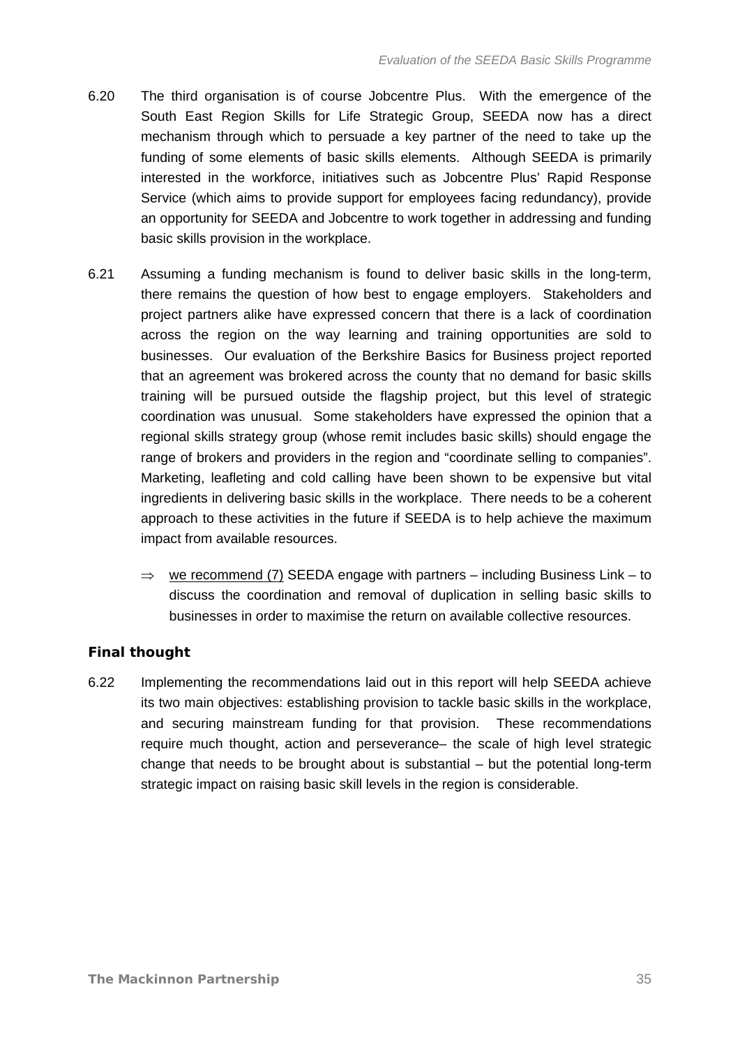6.20 The third organisation is of course Jobcentre Plus. With the emergence of the South East Region Skills for Life Strategic Group, SEEDA now has a direct mechanism through which to persuade a key partner of the need to take up the funding of some elements of basic skills elements. Although SEEDA is primarily interested in the workforce, initiatives such as Jobcentre Plus' Rapid Response Service (which aims to provide support for employees facing redundancy), provide an opportunity for SEEDA and Jobcentre to work together in addressing and funding basic skills provision in the workplace.

6.21 Assuming a funding mechanism is found to deliver basic skills in the long-term, there remains the question of how best to engage employers. Stakeholders and project partners alike have expressed concern that there is a lack of coordination across the region on the way learning and training opportunities are sold to businesses. Our evaluation of the Berkshire Basics for Business project reported that an agreement was brokered across the county that no demand for basic skills training will be pursued outside the flagship project, but this level of strategic coordination was unusual. Some stakeholders have expressed the opinion that a regional skills strategy group (whose remit includes basic skills) should engage the range of brokers and providers in the region and "coordinate selling to companies". Marketing, leafleting and cold calling have been shown to be expensive but vital ingredients in delivering basic skills in the workplace. There needs to be a coherent approach to these activities in the future if SEEDA is to help achieve the maximum impact from available resources.

⇒ <u>we recommend (7)</u> SEEDA engage with partners – including Business Link – to discuss the coordination and removal of duplication in selling basic skills to businesses in order to maximise the return on available collective resources.

**Final thought**

6.22 Implementing the recommendations laid out in this report will help SEEDA achieve its two main objectives: establishing provision to tackle basic skills in the workplace, and securing mainstream funding for that provision. These recommendations require much thought, action and perseverance– the scale of high level strategic change that needs to be brought about is substantial – but the potential long-term strategic impact on raising basic skill levels in the region is considerable.